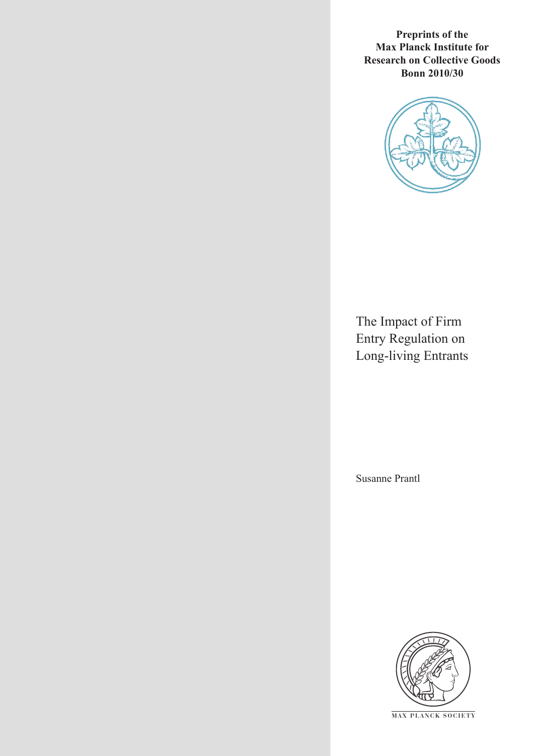**Preprints of the Max Planck Institute for Research on Collective Goods Bonn 2010/30**

# The Impact of Firm Entry Regulation on Long-living Entrants

Susanne Prantl

MAX PLANCK SOCIETY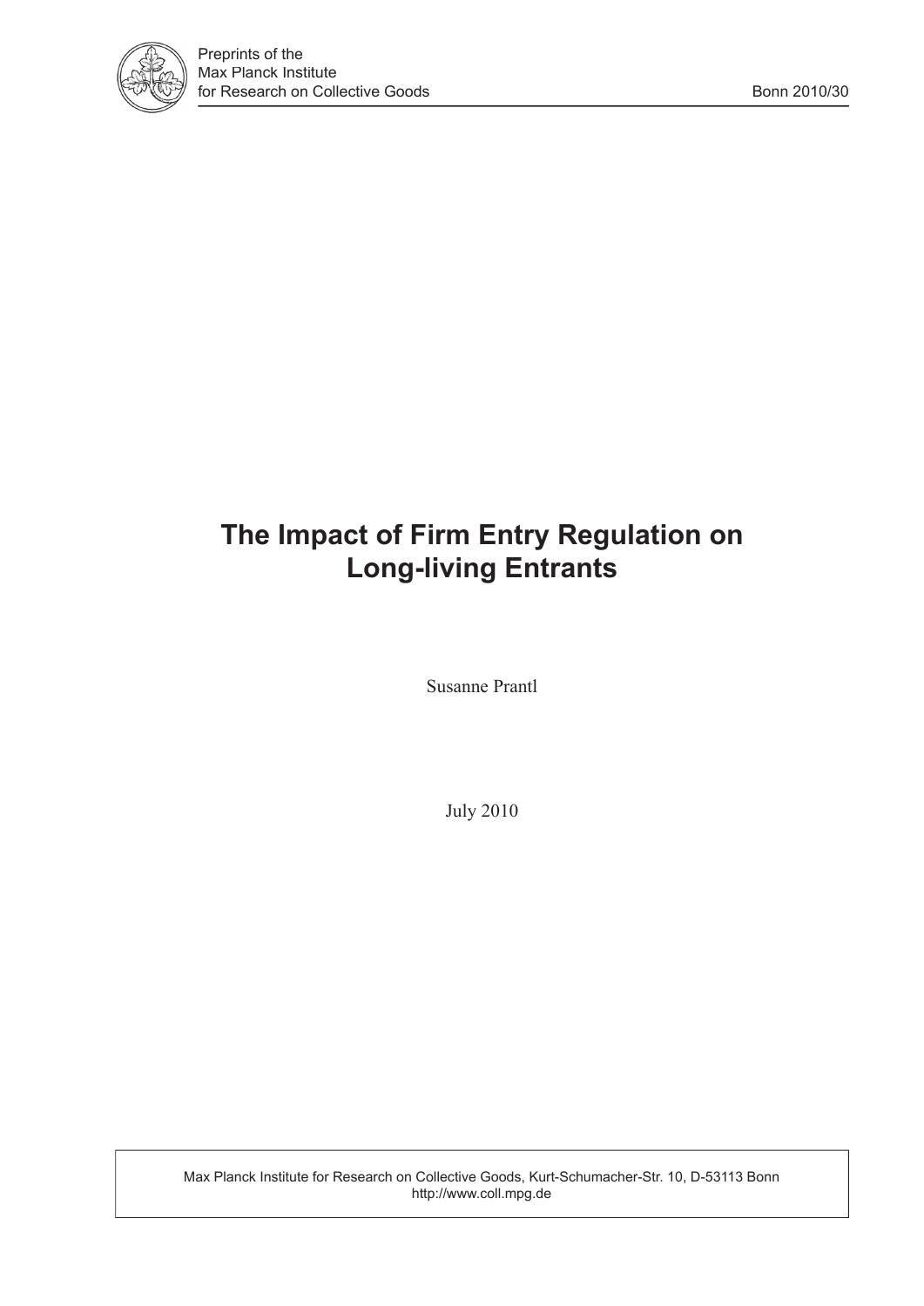# The Impact of Firm Entry Regulation on Long-living Entrants

Susanne Prantl

July 2010

Max Planck Institute for Research on Collective Goods, Kurt-Schumacher-Str. 10, D-53113 Bonn
http://www.coll.mpg.de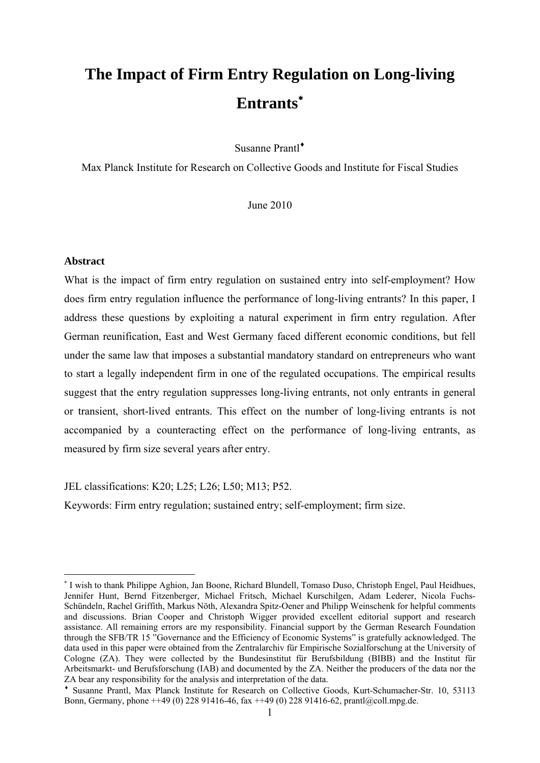# The Impact of Firm Entry Regulation on Long-living Entrants[*]

Susanne Prantl[♦]

Max Planck Institute for Research on Collective Goods and Institute for Fiscal Studies

June 2010

**Abstract**

What is the impact of firm entry regulation on sustained entry into self-employment? How does firm entry regulation influence the performance of long-living entrants? In this paper, I address these questions by exploiting a natural experiment in firm entry regulation. After German reunification, East and West Germany faced different economic conditions, but fell under the same law that imposes a substantial mandatory standard on entrepreneurs who want to start a legally independent firm in one of the regulated occupations. The empirical results suggest that the entry regulation suppresses long-living entrants, not only entrants in general or transient, short-lived entrants. This effect on the number of long-living entrants is not accompanied by a counteracting effect on the performance of long-living entrants, as measured by firm size several years after entry.

JEL classifications: K20; L25; L26; L50; M13; P52.

Keywords: Firm entry regulation; sustained entry; self-employment; firm size.

---

[*] I wish to thank Philippe Aghion, Jan Boone, Richard Blundell, Tomaso Duso, Christoph Engel, Paul Heidhues, Jennifer Hunt, Bernd Fitzenberger, Michael Fritsch, Michael Kurschilgen, Adam Lederer, Nicola Fuchs-Schündeln, Rachel Griffith, Markus Nöth, Alexandra Spitz-Oener and Philipp Weinschenk for helpful comments and discussions. Brian Cooper and Christoph Wigger provided excellent editorial support and research assistance. All remaining errors are my responsibility. Financial support by the German Research Foundation through the SFB/TR 15 "Governance and the Efficiency of Economic Systems" is gratefully acknowledged. The data used in this paper were obtained from the Zentralarchiv für Empirische Sozialforschung at the University of Cologne (ZA). They were collected by the Bundesinstitut für Berufsbildung (BIBB) and the Institut für Arbeitsmarkt- und Berufsforschung (IAB) and documented by the ZA. Neither the producers of the data nor the ZA bear any responsibility for the analysis and interpretation of the data.

[♦] Susanne Prantl, Max Planck Institute for Research on Collective Goods, Kurt-Schumacher-Str. 10, 53113 Bonn, Germany, phone ++49 (0) 228 91416-46, fax ++49 (0) 228 91416-62, prantl@coll.mpg.de.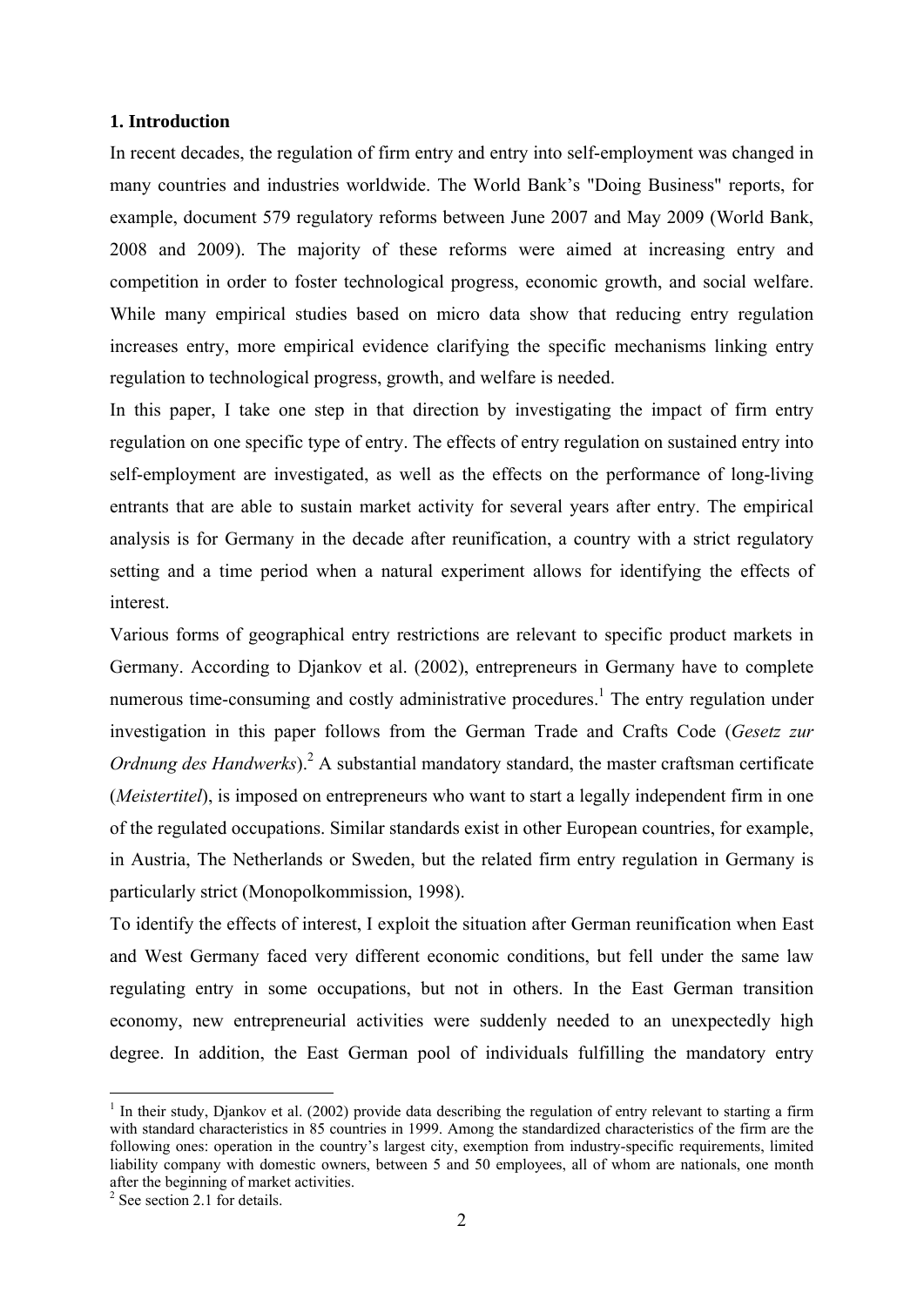## 1. Introduction

In recent decades, the regulation of firm entry and entry into self-employment was changed in many countries and industries worldwide. The World Bank's "Doing Business" reports, for example, document 579 regulatory reforms between June 2007 and May 2009 (World Bank, 2008 and 2009). The majority of these reforms were aimed at increasing entry and competition in order to foster technological progress, economic growth, and social welfare. While many empirical studies based on micro data show that reducing entry regulation increases entry, more empirical evidence clarifying the specific mechanisms linking entry regulation to technological progress, growth, and welfare is needed.

In this paper, I take one step in that direction by investigating the impact of firm entry regulation on one specific type of entry. The effects of entry regulation on sustained entry into self-employment are investigated, as well as the effects on the performance of long-living entrants that are able to sustain market activity for several years after entry. The empirical analysis is for Germany in the decade after reunification, a country with a strict regulatory setting and a time period when a natural experiment allows for identifying the effects of interest.

Various forms of geographical entry restrictions are relevant to specific product markets in Germany. According to Djankov et al. (2002), entrepreneurs in Germany have to complete numerous time-consuming and costly administrative procedures.[1] The entry regulation under investigation in this paper follows from the German Trade and Crafts Code (*Gesetz zur Ordnung des Handwerks*).[2] A substantial mandatory standard, the master craftsman certificate (*Meistertitel*), is imposed on entrepreneurs who want to start a legally independent firm in one of the regulated occupations. Similar standards exist in other European countries, for example, in Austria, The Netherlands or Sweden, but the related firm entry regulation in Germany is particularly strict (Monopolkommission, 1998).

To identify the effects of interest, I exploit the situation after German reunification when East and West Germany faced very different economic conditions, but fell under the same law regulating entry in some occupations, but not in others. In the East German transition economy, new entrepreneurial activities were suddenly needed to an unexpectedly high degree. In addition, the East German pool of individuals fulfilling the mandatory entry

---

[1] In their study, Djankov et al. (2002) provide data describing the regulation of entry relevant to starting a firm with standard characteristics in 85 countries in 1999. Among the standardized characteristics of the firm are the following ones: operation in the country's largest city, exemption from industry-specific requirements, limited liability company with domestic owners, between 5 and 50 employees, all of whom are nationals, one month after the beginning of market activities.

[2] See section 2.1 for details.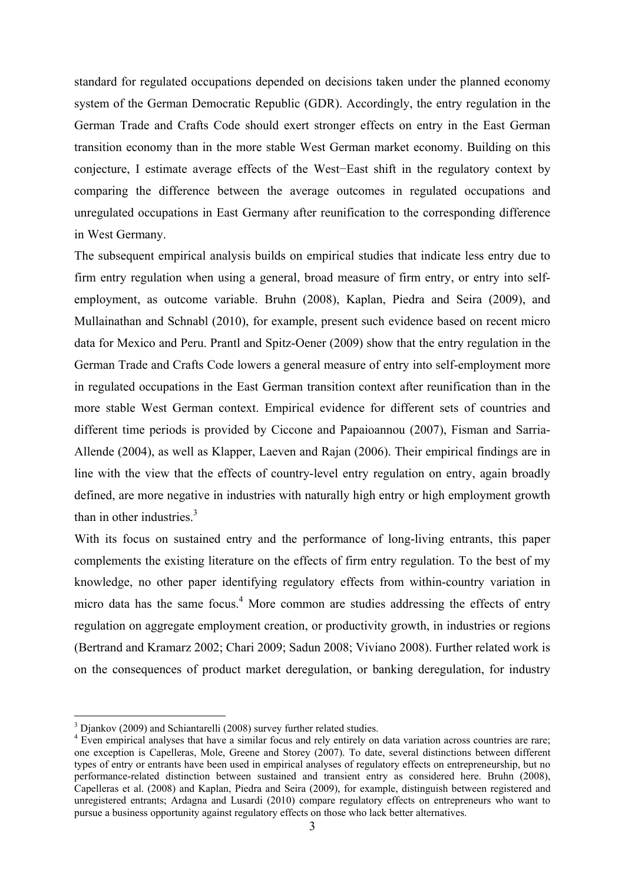standard for regulated occupations depended on decisions taken under the planned economy system of the German Democratic Republic (GDR). Accordingly, the entry regulation in the German Trade and Crafts Code should exert stronger effects on entry in the East German transition economy than in the more stable West German market economy. Building on this conjecture, I estimate average effects of the West−East shift in the regulatory context by comparing the difference between the average outcomes in regulated occupations and unregulated occupations in East Germany after reunification to the corresponding difference in West Germany.

The subsequent empirical analysis builds on empirical studies that indicate less entry due to firm entry regulation when using a general, broad measure of firm entry, or entry into self-employment, as outcome variable. Bruhn (2008), Kaplan, Piedra and Seira (2009), and Mullainathan and Schnabl (2010), for example, present such evidence based on recent micro data for Mexico and Peru. Prantl and Spitz-Oener (2009) show that the entry regulation in the German Trade and Crafts Code lowers a general measure of entry into self-employment more in regulated occupations in the East German transition context after reunification than in the more stable West German context. Empirical evidence for different sets of countries and different time periods is provided by Ciccone and Papaioannou (2007), Fisman and Sarria-Allende (2004), as well as Klapper, Laeven and Rajan (2006). Their empirical findings are in line with the view that the effects of country-level entry regulation on entry, again broadly defined, are more negative in industries with naturally high entry or high employment growth than in other industries.[3]

With its focus on sustained entry and the performance of long-living entrants, this paper complements the existing literature on the effects of firm entry regulation. To the best of my knowledge, no other paper identifying regulatory effects from within-country variation in micro data has the same focus.[4] More common are studies addressing the effects of entry regulation on aggregate employment creation, or productivity growth, in industries or regions (Bertrand and Kramarz 2002; Chari 2009; Sadun 2008; Viviano 2008). Further related work is on the consequences of product market deregulation, or banking deregulation, for industry

---

[3] Djankov (2009) and Schiantarelli (2008) survey further related studies.

[4] Even empirical analyses that have a similar focus and rely entirely on data variation across countries are rare; one exception is Capelleras, Mole, Greene and Storey (2007). To date, several distinctions between different types of entry or entrants have been used in empirical analyses of regulatory effects on entrepreneurship, but no performance-related distinction between sustained and transient entry as considered here. Bruhn (2008), Capelleras et al. (2008) and Kaplan, Piedra and Seira (2009), for example, distinguish between registered and unregistered entrants; Ardagna and Lusardi (2010) compare regulatory effects on entrepreneurs who want to pursue a business opportunity against regulatory effects on those who lack better alternatives.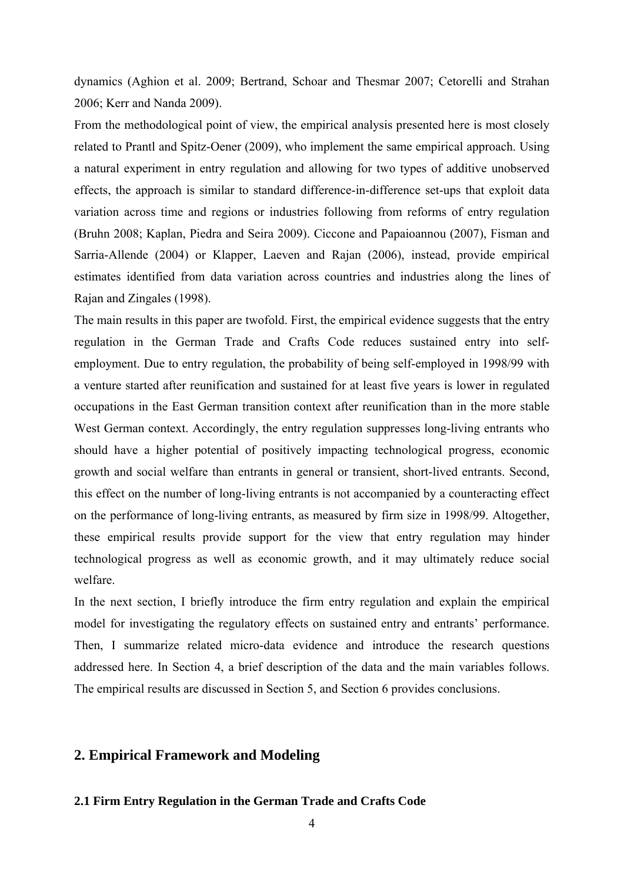dynamics (Aghion et al. 2009; Bertrand, Schoar and Thesmar 2007; Cetorelli and Strahan 2006; Kerr and Nanda 2009).

From the methodological point of view, the empirical analysis presented here is most closely related to Prantl and Spitz-Oener (2009), who implement the same empirical approach. Using a natural experiment in entry regulation and allowing for two types of additive unobserved effects, the approach is similar to standard difference-in-difference set-ups that exploit data variation across time and regions or industries following from reforms of entry regulation (Bruhn 2008; Kaplan, Piedra and Seira 2009). Ciccone and Papaioannou (2007), Fisman and Sarria-Allende (2004) or Klapper, Laeven and Rajan (2006), instead, provide empirical estimates identified from data variation across countries and industries along the lines of Rajan and Zingales (1998).

The main results in this paper are twofold. First, the empirical evidence suggests that the entry regulation in the German Trade and Crafts Code reduces sustained entry into self-employment. Due to entry regulation, the probability of being self-employed in 1998/99 with a venture started after reunification and sustained for at least five years is lower in regulated occupations in the East German transition context after reunification than in the more stable West German context. Accordingly, the entry regulation suppresses long-living entrants who should have a higher potential of positively impacting technological progress, economic growth and social welfare than entrants in general or transient, short-lived entrants. Second, this effect on the number of long-living entrants is not accompanied by a counteracting effect on the performance of long-living entrants, as measured by firm size in 1998/99. Altogether, these empirical results provide support for the view that entry regulation may hinder technological progress as well as economic growth, and it may ultimately reduce social welfare.

In the next section, I briefly introduce the firm entry regulation and explain the empirical model for investigating the regulatory effects on sustained entry and entrants' performance. Then, I summarize related micro-data evidence and introduce the research questions addressed here. In Section 4, a brief description of the data and the main variables follows. The empirical results are discussed in Section 5, and Section 6 provides conclusions.

## 2. Empirical Framework and Modeling

### 2.1 Firm Entry Regulation in the German Trade and Crafts Code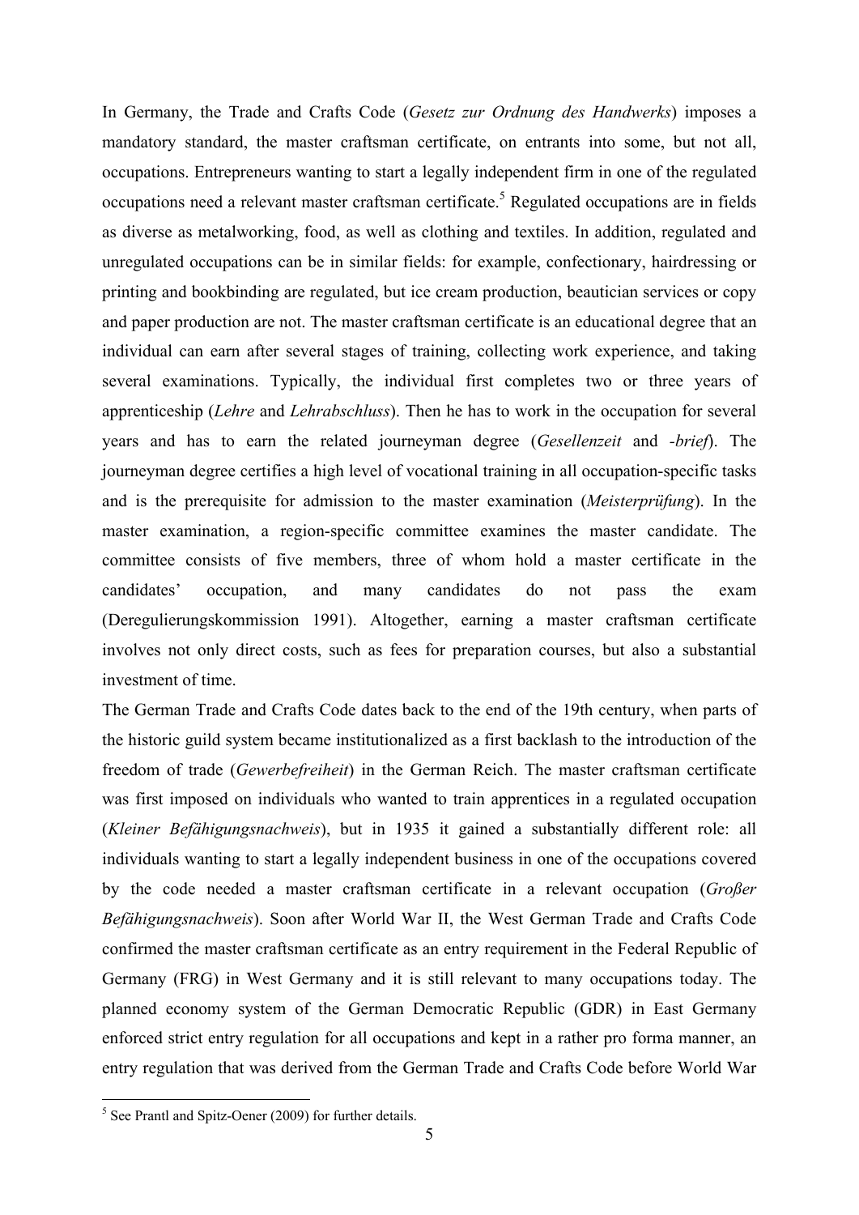In Germany, the Trade and Crafts Code (*Gesetz zur Ordnung des Handwerks*) imposes a mandatory standard, the master craftsman certificate, on entrants into some, but not all, occupations. Entrepreneurs wanting to start a legally independent firm in one of the regulated occupations need a relevant master craftsman certificate.[5] Regulated occupations are in fields as diverse as metalworking, food, as well as clothing and textiles. In addition, regulated and unregulated occupations can be in similar fields: for example, confectionary, hairdressing or printing and bookbinding are regulated, but ice cream production, beautician services or copy and paper production are not. The master craftsman certificate is an educational degree that an individual can earn after several stages of training, collecting work experience, and taking several examinations. Typically, the individual first completes two or three years of apprenticeship (*Lehre* and *Lehrabschluss*). Then he has to work in the occupation for several years and has to earn the related journeyman degree (*Gesellenzeit* and *-brief*). The journeyman degree certifies a high level of vocational training in all occupation-specific tasks and is the prerequisite for admission to the master examination (*Meisterprüfung*). In the master examination, a region-specific committee examines the master candidate. The committee consists of five members, three of whom hold a master certificate in the candidates' occupation, and many candidates do not pass the exam (Deregulierungskommission 1991). Altogether, earning a master craftsman certificate involves not only direct costs, such as fees for preparation courses, but also a substantial investment of time.

The German Trade and Crafts Code dates back to the end of the 19th century, when parts of the historic guild system became institutionalized as a first backlash to the introduction of the freedom of trade (*Gewerbefreiheit*) in the German Reich. The master craftsman certificate was first imposed on individuals who wanted to train apprentices in a regulated occupation (*Kleiner Befähigungsnachweis*), but in 1935 it gained a substantially different role: all individuals wanting to start a legally independent business in one of the occupations covered by the code needed a master craftsman certificate in a relevant occupation (*Großer Befähigungsnachweis*). Soon after World War II, the West German Trade and Crafts Code confirmed the master craftsman certificate as an entry requirement in the Federal Republic of Germany (FRG) in West Germany and it is still relevant to many occupations today. The planned economy system of the German Democratic Republic (GDR) in East Germany enforced strict entry regulation for all occupations and kept in a rather pro forma manner, an entry regulation that was derived from the German Trade and Crafts Code before World War

[5] See Prantl and Spitz-Oener (2009) for further details.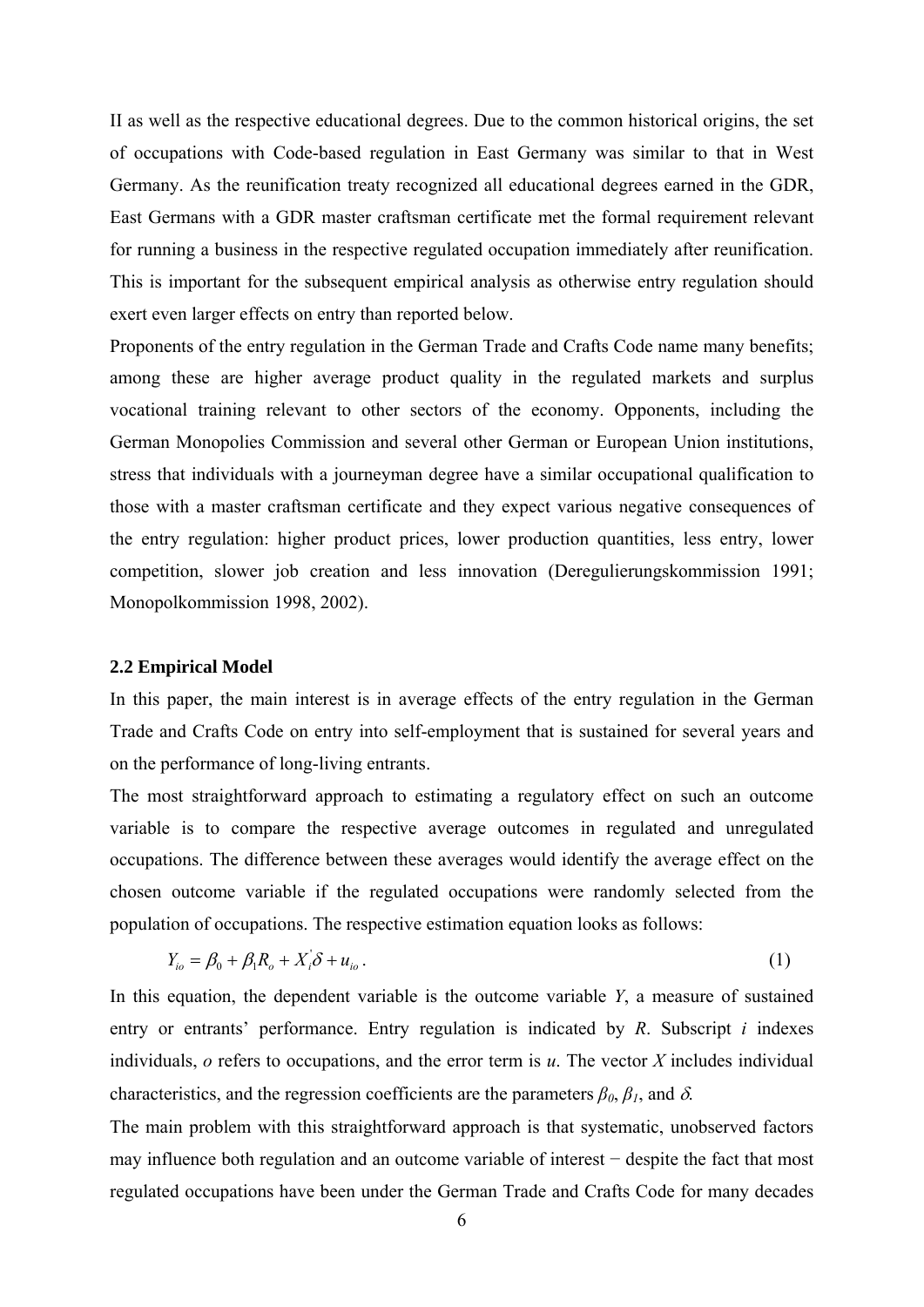II as well as the respective educational degrees. Due to the common historical origins, the set of occupations with Code-based regulation in East Germany was similar to that in West Germany. As the reunification treaty recognized all educational degrees earned in the GDR, East Germans with a GDR master craftsman certificate met the formal requirement relevant for running a business in the respective regulated occupation immediately after reunification. This is important for the subsequent empirical analysis as otherwise entry regulation should exert even larger effects on entry than reported below.

Proponents of the entry regulation in the German Trade and Crafts Code name many benefits; among these are higher average product quality in the regulated markets and surplus vocational training relevant to other sectors of the economy. Opponents, including the German Monopolies Commission and several other German or European Union institutions, stress that individuals with a journeyman degree have a similar occupational qualification to those with a master craftsman certificate and they expect various negative consequences of the entry regulation: higher product prices, lower production quantities, less entry, lower competition, slower job creation and less innovation (Deregulierungskommission 1991; Monopolkommission 1998, 2002).

### 2.2 Empirical Model

In this paper, the main interest is in average effects of the entry regulation in the German Trade and Crafts Code on entry into self-employment that is sustained for several years and on the performance of long-living entrants.

The most straightforward approach to estimating a regulatory effect on such an outcome variable is to compare the respective average outcomes in regulated and unregulated occupations. The difference between these averages would identify the average effect on the chosen outcome variable if the regulated occupations were randomly selected from the population of occupations. The respective estimation equation looks as follows:

$$Y_{io} = \beta_0 + \beta_1 R_o + X_i^{'}\delta + u_{io}\,. \tag{1}$$

In this equation, the dependent variable is the outcome variable $Y$, a measure of sustained entry or entrants' performance. Entry regulation is indicated by $R$. Subscript $i$ indexes individuals, $o$ refers to occupations, and the error term is $u$. The vector $X$ includes individual characteristics, and the regression coefficients are the parameters $\beta_0$, $\beta_1$, and $\delta$.

The main problem with this straightforward approach is that systematic, unobserved factors may influence both regulation and an outcome variable of interest − despite the fact that most regulated occupations have been under the German Trade and Crafts Code for many decades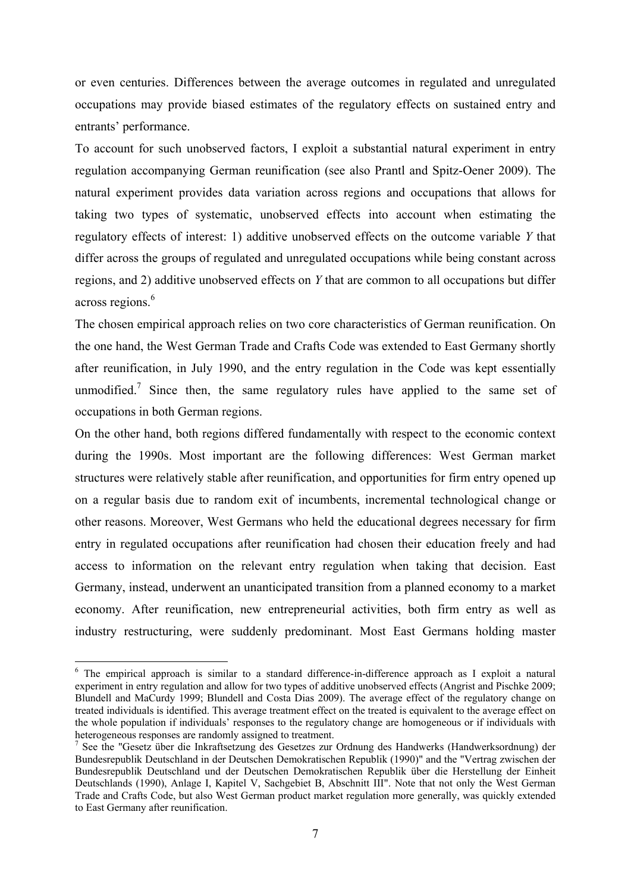or even centuries. Differences between the average outcomes in regulated and unregulated occupations may provide biased estimates of the regulatory effects on sustained entry and entrants' performance.

To account for such unobserved factors, I exploit a substantial natural experiment in entry regulation accompanying German reunification (see also Prantl and Spitz-Oener 2009). The natural experiment provides data variation across regions and occupations that allows for taking two types of systematic, unobserved effects into account when estimating the regulatory effects of interest: 1) additive unobserved effects on the outcome variable $Y$ that differ across the groups of regulated and unregulated occupations while being constant across regions, and 2) additive unobserved effects on $Y$ that are common to all occupations but differ across regions.[6]

The chosen empirical approach relies on two core characteristics of German reunification. On the one hand, the West German Trade and Crafts Code was extended to East Germany shortly after reunification, in July 1990, and the entry regulation in the Code was kept essentially unmodified.[7] Since then, the same regulatory rules have applied to the same set of occupations in both German regions.

On the other hand, both regions differed fundamentally with respect to the economic context during the 1990s. Most important are the following differences: West German market structures were relatively stable after reunification, and opportunities for firm entry opened up on a regular basis due to random exit of incumbents, incremental technological change or other reasons. Moreover, West Germans who held the educational degrees necessary for firm entry in regulated occupations after reunification had chosen their education freely and had access to information on the relevant entry regulation when taking that decision. East Germany, instead, underwent an unanticipated transition from a planned economy to a market economy. After reunification, new entrepreneurial activities, both firm entry as well as industry restructuring, were suddenly predominant. Most East Germans holding master

---

[6] The empirical approach is similar to a standard difference-in-difference approach as I exploit a natural experiment in entry regulation and allow for two types of additive unobserved effects (Angrist and Pischke 2009; Blundell and MaCurdy 1999; Blundell and Costa Dias 2009). The average effect of the regulatory change on treated individuals is identified. This average treatment effect on the treated is equivalent to the average effect on the whole population if individuals' responses to the regulatory change are homogeneous or if individuals with heterogeneous responses are randomly assigned to treatment.

[7] See the "Gesetz über die Inkraftsetzung des Gesetzes zur Ordnung des Handwerks (Handwerksordnung) der Bundesrepublik Deutschland in der Deutschen Demokratischen Republik (1990)" and the "Vertrag zwischen der Bundesrepublik Deutschland und der Deutschen Demokratischen Republik über die Herstellung der Einheit Deutschlands (1990), Anlage I, Kapitel V, Sachgebiet B, Abschnitt III". Note that not only the West German Trade and Crafts Code, but also West German product market regulation more generally, was quickly extended to East Germany after reunification.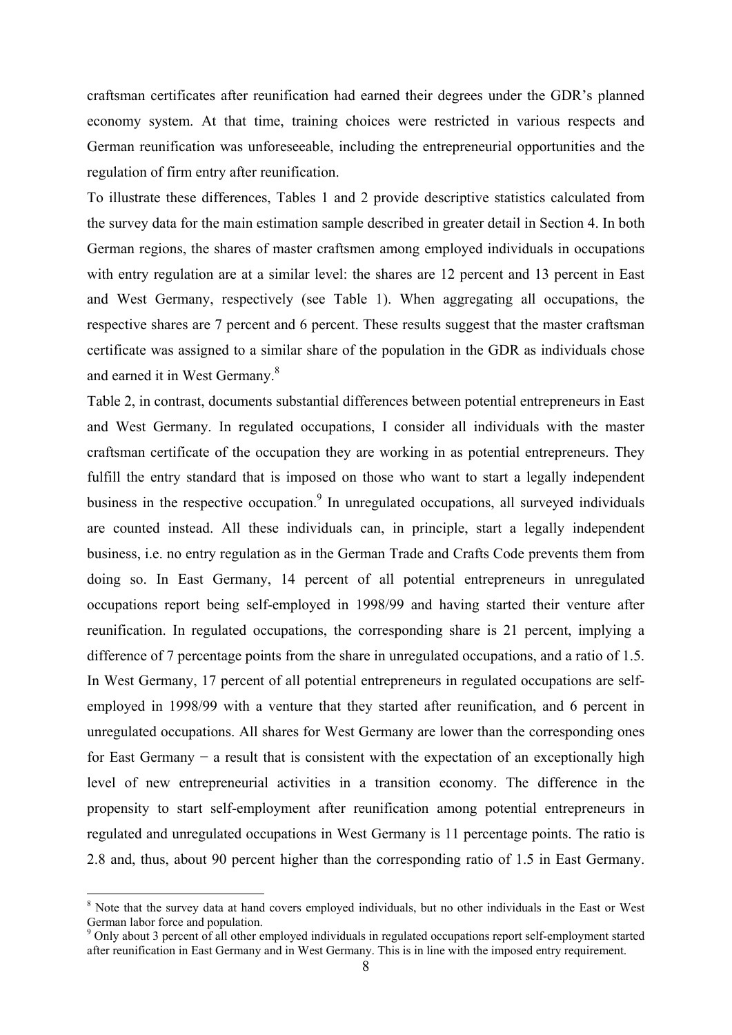craftsman certificates after reunification had earned their degrees under the GDR's planned economy system. At that time, training choices were restricted in various respects and German reunification was unforeseeable, including the entrepreneurial opportunities and the regulation of firm entry after reunification.

To illustrate these differences, Tables 1 and 2 provide descriptive statistics calculated from the survey data for the main estimation sample described in greater detail in Section 4. In both German regions, the shares of master craftsmen among employed individuals in occupations with entry regulation are at a similar level: the shares are 12 percent and 13 percent in East and West Germany, respectively (see Table 1). When aggregating all occupations, the respective shares are 7 percent and 6 percent. These results suggest that the master craftsman certificate was assigned to a similar share of the population in the GDR as individuals chose and earned it in West Germany.[8]

Table 2, in contrast, documents substantial differences between potential entrepreneurs in East and West Germany. In regulated occupations, I consider all individuals with the master craftsman certificate of the occupation they are working in as potential entrepreneurs. They fulfill the entry standard that is imposed on those who want to start a legally independent business in the respective occupation.[9] In unregulated occupations, all surveyed individuals are counted instead. All these individuals can, in principle, start a legally independent business, i.e. no entry regulation as in the German Trade and Crafts Code prevents them from doing so. In East Germany, 14 percent of all potential entrepreneurs in unregulated occupations report being self-employed in 1998/99 and having started their venture after reunification. In regulated occupations, the corresponding share is 21 percent, implying a difference of 7 percentage points from the share in unregulated occupations, and a ratio of 1.5. In West Germany, 17 percent of all potential entrepreneurs in regulated occupations are self-employed in 1998/99 with a venture that they started after reunification, and 6 percent in unregulated occupations. All shares for West Germany are lower than the corresponding ones for East Germany − a result that is consistent with the expectation of an exceptionally high level of new entrepreneurial activities in a transition economy. The difference in the propensity to start self-employment after reunification among potential entrepreneurs in regulated and unregulated occupations in West Germany is 11 percentage points. The ratio is 2.8 and, thus, about 90 percent higher than the corresponding ratio of 1.5 in East Germany.

---

[8] Note that the survey data at hand covers employed individuals, but no other individuals in the East or West German labor force and population.

[9] Only about 3 percent of all other employed individuals in regulated occupations report self-employment started after reunification in East Germany and in West Germany. This is in line with the imposed entry requirement.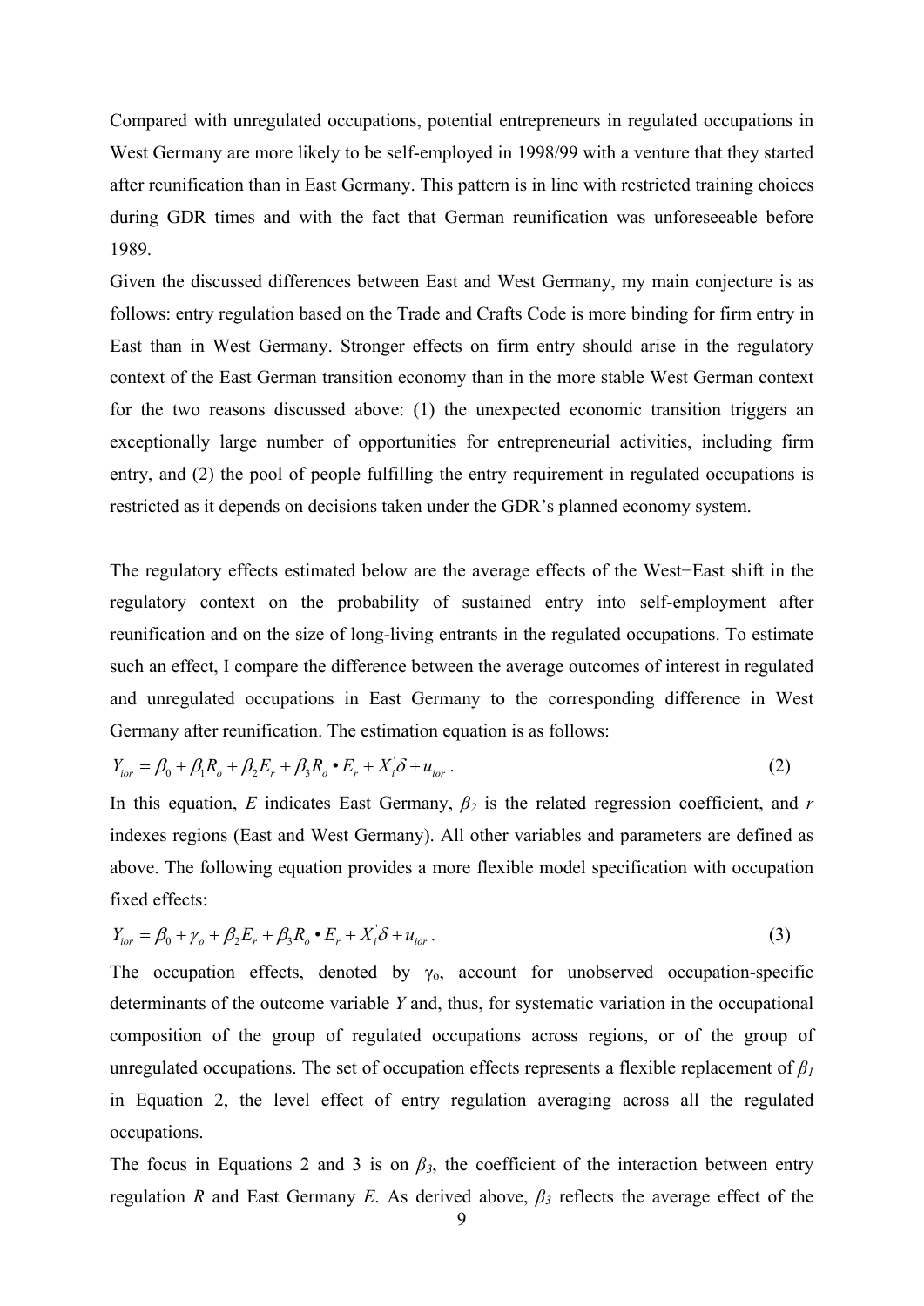Compared with unregulated occupations, potential entrepreneurs in regulated occupations in West Germany are more likely to be self-employed in 1998/99 with a venture that they started after reunification than in East Germany. This pattern is in line with restricted training choices during GDR times and with the fact that German reunification was unforeseeable before 1989.

Given the discussed differences between East and West Germany, my main conjecture is as follows: entry regulation based on the Trade and Crafts Code is more binding for firm entry in East than in West Germany. Stronger effects on firm entry should arise in the regulatory context of the East German transition economy than in the more stable West German context for the two reasons discussed above: (1) the unexpected economic transition triggers an exceptionally large number of opportunities for entrepreneurial activities, including firm entry, and (2) the pool of people fulfilling the entry requirement in regulated occupations is restricted as it depends on decisions taken under the GDR's planned economy system.

The regulatory effects estimated below are the average effects of the West−East shift in the regulatory context on the probability of sustained entry into self-employment after reunification and on the size of long-living entrants in the regulated occupations. To estimate such an effect, I compare the difference between the average outcomes of interest in regulated and unregulated occupations in East Germany to the corresponding difference in West Germany after reunification. The estimation equation is as follows:

$$Y_{ior} = \beta_0 + \beta_1 R_o + \beta_2 E_r + \beta_3 R_o \bullet E_r + X_i^{'}\delta + u_{ior} \,. \tag{2}$$

In this equation, $E$ indicates East Germany, $\beta_2$ is the related regression coefficient, and $r$ indexes regions (East and West Germany). All other variables and parameters are defined as above. The following equation provides a more flexible model specification with occupation fixed effects:

$$Y_{ior} = \beta_0 + \gamma_o + \beta_2 E_r + \beta_3 R_o \bullet E_r + X_i^{'}\delta + u_{ior} \,. \tag{3}$$

The occupation effects, denoted by $\gamma_o$, account for unobserved occupation-specific determinants of the outcome variable $Y$ and, thus, for systematic variation in the occupational composition of the group of regulated occupations across regions, or of the group of unregulated occupations. The set of occupation effects represents a flexible replacement of $\beta_1$ in Equation 2, the level effect of entry regulation averaging across all the regulated occupations.

The focus in Equations 2 and 3 is on $\beta_3$, the coefficient of the interaction between entry regulation $R$ and East Germany $E$. As derived above, $\beta_3$ reflects the average effect of the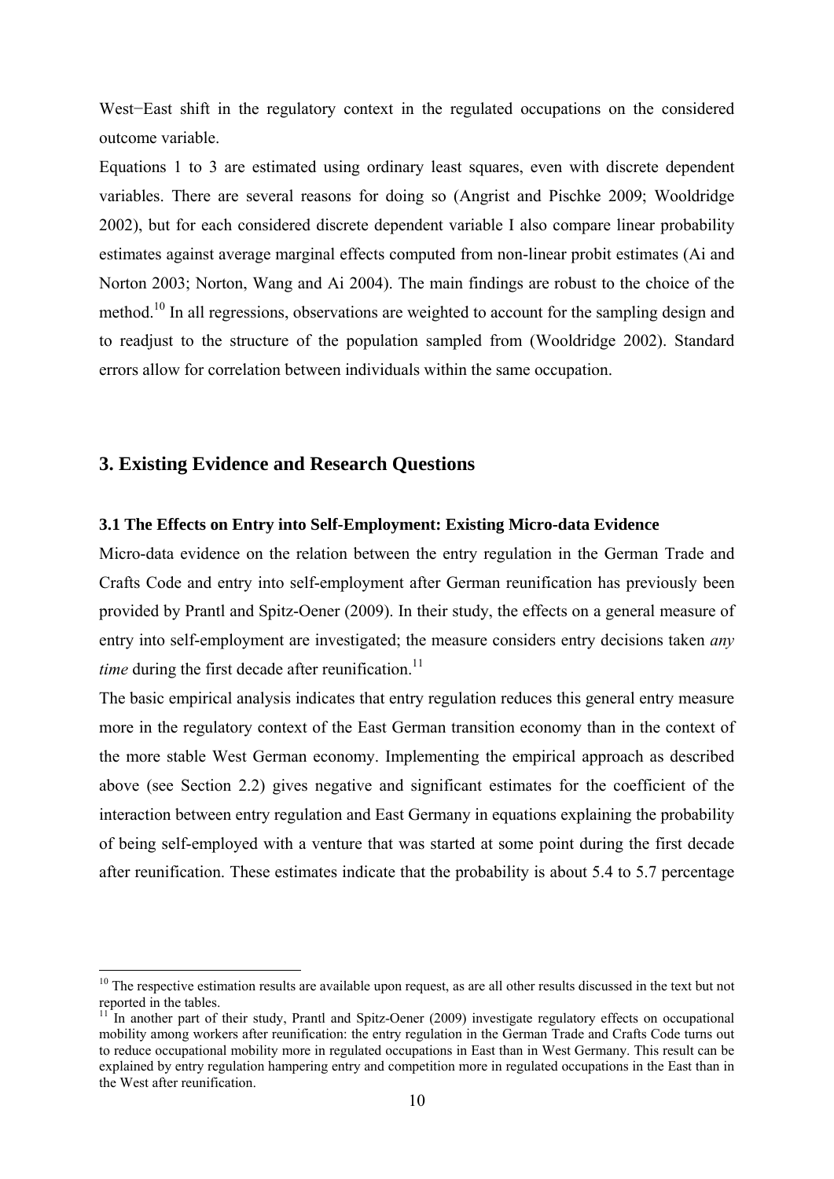West−East shift in the regulatory context in the regulated occupations on the considered outcome variable.

Equations 1 to 3 are estimated using ordinary least squares, even with discrete dependent variables. There are several reasons for doing so (Angrist and Pischke 2009; Wooldridge 2002), but for each considered discrete dependent variable I also compare linear probability estimates against average marginal effects computed from non-linear probit estimates (Ai and Norton 2003; Norton, Wang and Ai 2004). The main findings are robust to the choice of the method.[10] In all regressions, observations are weighted to account for the sampling design and to readjust to the structure of the population sampled from (Wooldridge 2002). Standard errors allow for correlation between individuals within the same occupation.

## 3. Existing Evidence and Research Questions

### 3.1 The Effects on Entry into Self-Employment: Existing Micro-data Evidence

Micro-data evidence on the relation between the entry regulation in the German Trade and Crafts Code and entry into self-employment after German reunification has previously been provided by Prantl and Spitz-Oener (2009). In their study, the effects on a general measure of entry into self-employment are investigated; the measure considers entry decisions taken *any time* during the first decade after reunification.[11]

The basic empirical analysis indicates that entry regulation reduces this general entry measure more in the regulatory context of the East German transition economy than in the context of the more stable West German economy. Implementing the empirical approach as described above (see Section 2.2) gives negative and significant estimates for the coefficient of the interaction between entry regulation and East Germany in equations explaining the probability of being self-employed with a venture that was started at some point during the first decade after reunification. These estimates indicate that the probability is about 5.4 to 5.7 percentage

[10] The respective estimation results are available upon request, as are all other results discussed in the text but not reported in the tables.

[11] In another part of their study, Prantl and Spitz-Oener (2009) investigate regulatory effects on occupational mobility among workers after reunification: the entry regulation in the German Trade and Crafts Code turns out to reduce occupational mobility more in regulated occupations in East than in West Germany. This result can be explained by entry regulation hampering entry and competition more in regulated occupations in the East than in the West after reunification.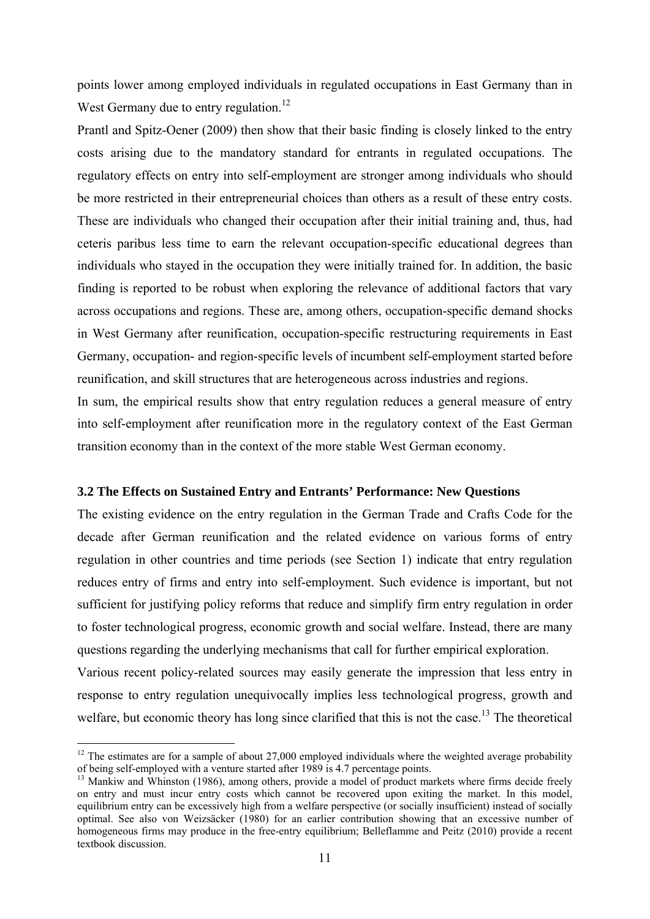points lower among employed individuals in regulated occupations in East Germany than in West Germany due to entry regulation.[12]

Prantl and Spitz-Oener (2009) then show that their basic finding is closely linked to the entry costs arising due to the mandatory standard for entrants in regulated occupations. The regulatory effects on entry into self-employment are stronger among individuals who should be more restricted in their entrepreneurial choices than others as a result of these entry costs. These are individuals who changed their occupation after their initial training and, thus, had ceteris paribus less time to earn the relevant occupation-specific educational degrees than individuals who stayed in the occupation they were initially trained for. In addition, the basic finding is reported to be robust when exploring the relevance of additional factors that vary across occupations and regions. These are, among others, occupation-specific demand shocks in West Germany after reunification, occupation-specific restructuring requirements in East Germany, occupation- and region-specific levels of incumbent self-employment started before reunification, and skill structures that are heterogeneous across industries and regions.

In sum, the empirical results show that entry regulation reduces a general measure of entry into self-employment after reunification more in the regulatory context of the East German transition economy than in the context of the more stable West German economy.

### 3.2 The Effects on Sustained Entry and Entrants' Performance: New Questions

The existing evidence on the entry regulation in the German Trade and Crafts Code for the decade after German reunification and the related evidence on various forms of entry regulation in other countries and time periods (see Section 1) indicate that entry regulation reduces entry of firms and entry into self-employment. Such evidence is important, but not sufficient for justifying policy reforms that reduce and simplify firm entry regulation in order to foster technological progress, economic growth and social welfare. Instead, there are many questions regarding the underlying mechanisms that call for further empirical exploration.

Various recent policy-related sources may easily generate the impression that less entry in response to entry regulation unequivocally implies less technological progress, growth and welfare, but economic theory has long since clarified that this is not the case.[13] The theoretical

[12] The estimates are for a sample of about 27,000 employed individuals where the weighted average probability of being self-employed with a venture started after 1989 is 4.7 percentage points.

[13] Mankiw and Whinston (1986), among others, provide a model of product markets where firms decide freely on entry and must incur entry costs which cannot be recovered upon exiting the market. In this model, equilibrium entry can be excessively high from a welfare perspective (or socially insufficient) instead of socially optimal. See also von Weizsäcker (1980) for an earlier contribution showing that an excessive number of homogeneous firms may produce in the free-entry equilibrium; Belleflamme and Peitz (2010) provide a recent textbook discussion.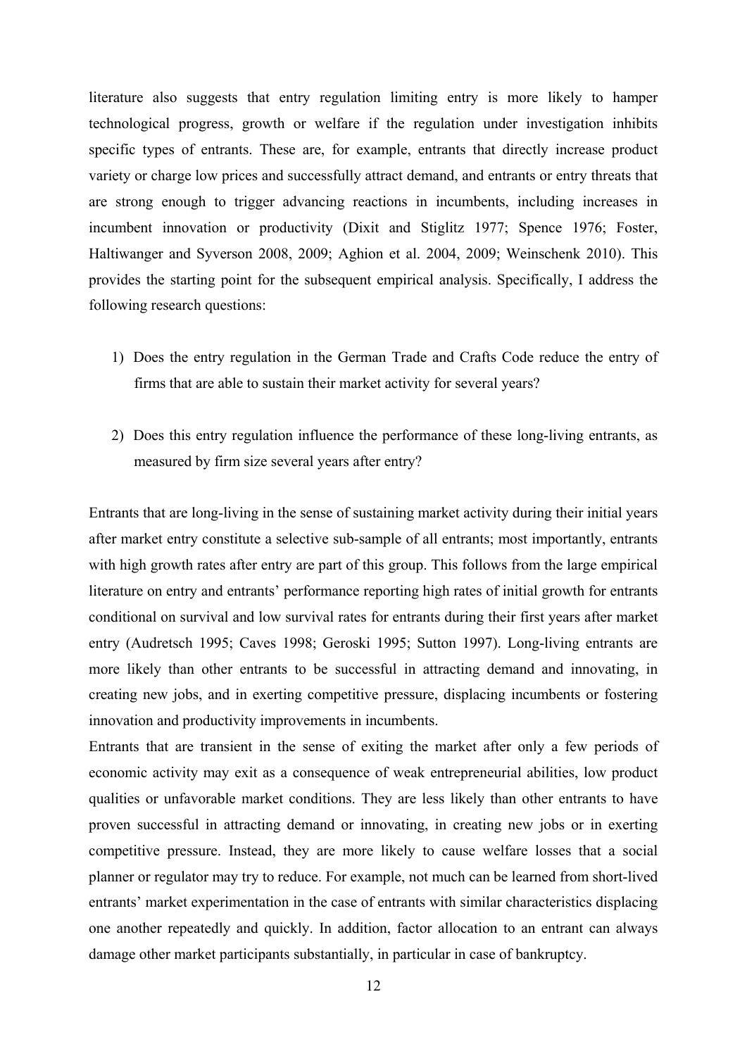literature also suggests that entry regulation limiting entry is more likely to hamper technological progress, growth or welfare if the regulation under investigation inhibits specific types of entrants. These are, for example, entrants that directly increase product variety or charge low prices and successfully attract demand, and entrants or entry threats that are strong enough to trigger advancing reactions in incumbents, including increases in incumbent innovation or productivity (Dixit and Stiglitz 1977; Spence 1976; Foster, Haltiwanger and Syverson 2008, 2009; Aghion et al. 2004, 2009; Weinschenk 2010). This provides the starting point for the subsequent empirical analysis. Specifically, I address the following research questions:

1) Does the entry regulation in the German Trade and Crafts Code reduce the entry of firms that are able to sustain their market activity for several years?

2) Does this entry regulation influence the performance of these long-living entrants, as measured by firm size several years after entry?

Entrants that are long-living in the sense of sustaining market activity during their initial years after market entry constitute a selective sub-sample of all entrants; most importantly, entrants with high growth rates after entry are part of this group. This follows from the large empirical literature on entry and entrants' performance reporting high rates of initial growth for entrants conditional on survival and low survival rates for entrants during their first years after market entry (Audretsch 1995; Caves 1998; Geroski 1995; Sutton 1997). Long-living entrants are more likely than other entrants to be successful in attracting demand and innovating, in creating new jobs, and in exerting competitive pressure, displacing incumbents or fostering innovation and productivity improvements in incumbents.

Entrants that are transient in the sense of exiting the market after only a few periods of economic activity may exit as a consequence of weak entrepreneurial abilities, low product qualities or unfavorable market conditions. They are less likely than other entrants to have proven successful in attracting demand or innovating, in creating new jobs or in exerting competitive pressure. Instead, they are more likely to cause welfare losses that a social planner or regulator may try to reduce. For example, not much can be learned from short-lived entrants' market experimentation in the case of entrants with similar characteristics displacing one another repeatedly and quickly. In addition, factor allocation to an entrant can always damage other market participants substantially, in particular in case of bankruptcy.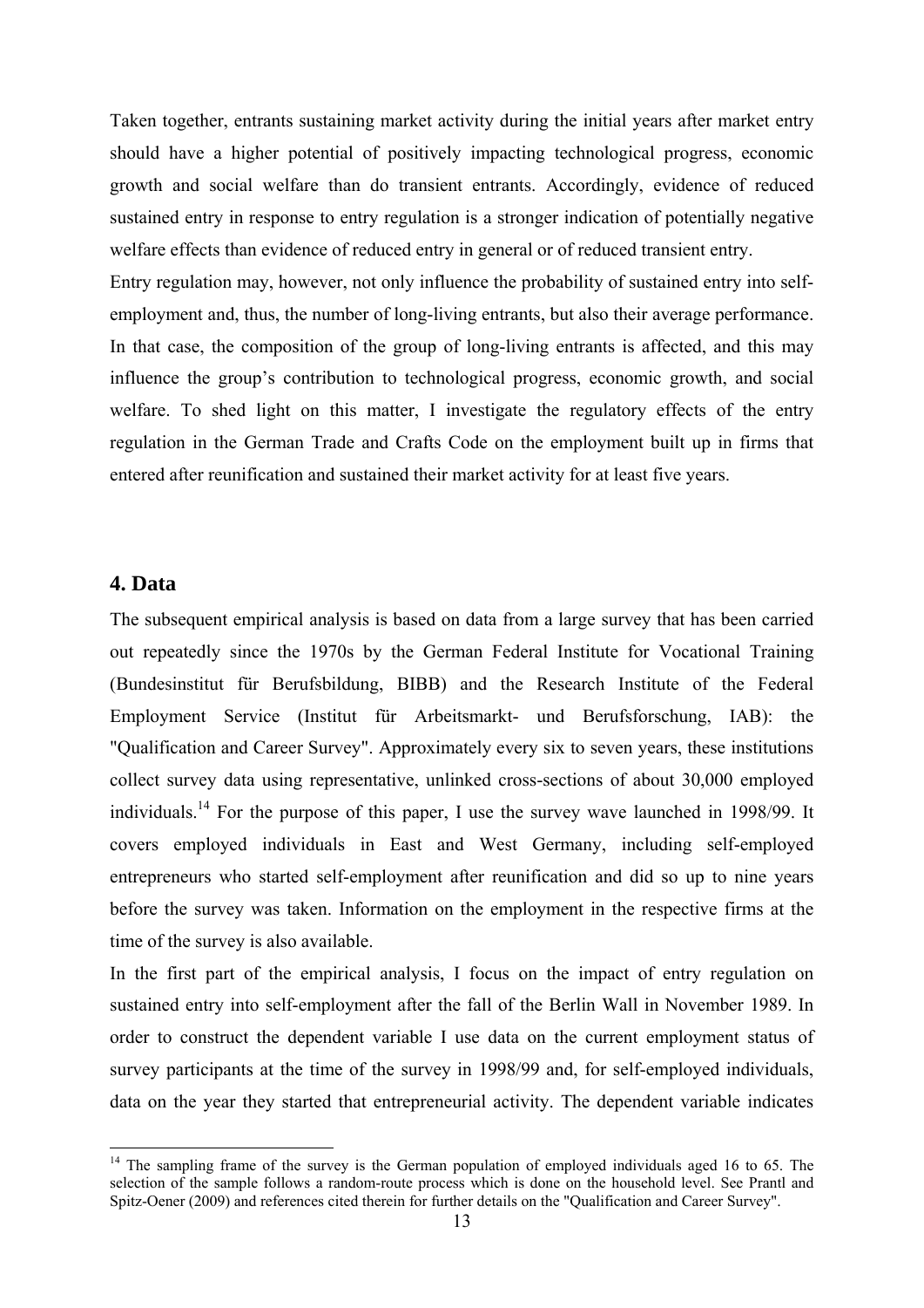Taken together, entrants sustaining market activity during the initial years after market entry should have a higher potential of positively impacting technological progress, economic growth and social welfare than do transient entrants. Accordingly, evidence of reduced sustained entry in response to entry regulation is a stronger indication of potentially negative welfare effects than evidence of reduced entry in general or of reduced transient entry.

Entry regulation may, however, not only influence the probability of sustained entry into self-employment and, thus, the number of long-living entrants, but also their average performance. In that case, the composition of the group of long-living entrants is affected, and this may influence the group's contribution to technological progress, economic growth, and social welfare. To shed light on this matter, I investigate the regulatory effects of the entry regulation in the German Trade and Crafts Code on the employment built up in firms that entered after reunification and sustained their market activity for at least five years.

## 4. Data

The subsequent empirical analysis is based on data from a large survey that has been carried out repeatedly since the 1970s by the German Federal Institute for Vocational Training (Bundesinstitut für Berufsbildung, BIBB) and the Research Institute of the Federal Employment Service (Institut für Arbeitsmarkt- und Berufsforschung, IAB): the "Qualification and Career Survey". Approximately every six to seven years, these institutions collect survey data using representative, unlinked cross-sections of about 30,000 employed individuals.[14] For the purpose of this paper, I use the survey wave launched in 1998/99. It covers employed individuals in East and West Germany, including self-employed entrepreneurs who started self-employment after reunification and did so up to nine years before the survey was taken. Information on the employment in the respective firms at the time of the survey is also available.

In the first part of the empirical analysis, I focus on the impact of entry regulation on sustained entry into self-employment after the fall of the Berlin Wall in November 1989. In order to construct the dependent variable I use data on the current employment status of survey participants at the time of the survey in 1998/99 and, for self-employed individuals, data on the year they started that entrepreneurial activity. The dependent variable indicates

---

[14] The sampling frame of the survey is the German population of employed individuals aged 16 to 65. The selection of the sample follows a random-route process which is done on the household level. See Prantl and Spitz-Oener (2009) and references cited therein for further details on the "Qualification and Career Survey".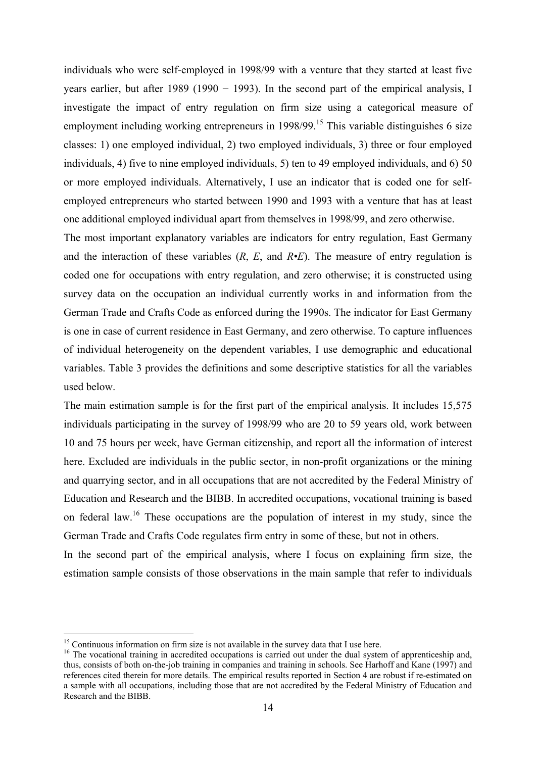individuals who were self-employed in 1998/99 with a venture that they started at least five years earlier, but after 1989 (1990 − 1993). In the second part of the empirical analysis, I investigate the impact of entry regulation on firm size using a categorical measure of employment including working entrepreneurs in 1998/99.[15] This variable distinguishes 6 size classes: 1) one employed individual, 2) two employed individuals, 3) three or four employed individuals, 4) five to nine employed individuals, 5) ten to 49 employed individuals, and 6) 50 or more employed individuals. Alternatively, I use an indicator that is coded one for self-employed entrepreneurs who started between 1990 and 1993 with a venture that has at least one additional employed individual apart from themselves in 1998/99, and zero otherwise.

The most important explanatory variables are indicators for entry regulation, East Germany and the interaction of these variables ($R$, $E$, and $R{\bullet}E$). The measure of entry regulation is coded one for occupations with entry regulation, and zero otherwise; it is constructed using survey data on the occupation an individual currently works in and information from the German Trade and Crafts Code as enforced during the 1990s. The indicator for East Germany is one in case of current residence in East Germany, and zero otherwise. To capture influences of individual heterogeneity on the dependent variables, I use demographic and educational variables. Table 3 provides the definitions and some descriptive statistics for all the variables used below.

The main estimation sample is for the first part of the empirical analysis. It includes 15,575 individuals participating in the survey of 1998/99 who are 20 to 59 years old, work between 10 and 75 hours per week, have German citizenship, and report all the information of interest here. Excluded are individuals in the public sector, in non-profit organizations or the mining and quarrying sector, and in all occupations that are not accredited by the Federal Ministry of Education and Research and the BIBB. In accredited occupations, vocational training is based on federal law.[16] These occupations are the population of interest in my study, since the German Trade and Crafts Code regulates firm entry in some of these, but not in others.

In the second part of the empirical analysis, where I focus on explaining firm size, the estimation sample consists of those observations in the main sample that refer to individuals

[15] Continuous information on firm size is not available in the survey data that I use here.

[16] The vocational training in accredited occupations is carried out under the dual system of apprenticeship and, thus, consists of both on-the-job training in companies and training in schools. See Harhoff and Kane (1997) and references cited therein for more details. The empirical results reported in Section 4 are robust if re-estimated on a sample with all occupations, including those that are not accredited by the Federal Ministry of Education and Research and the BIBB.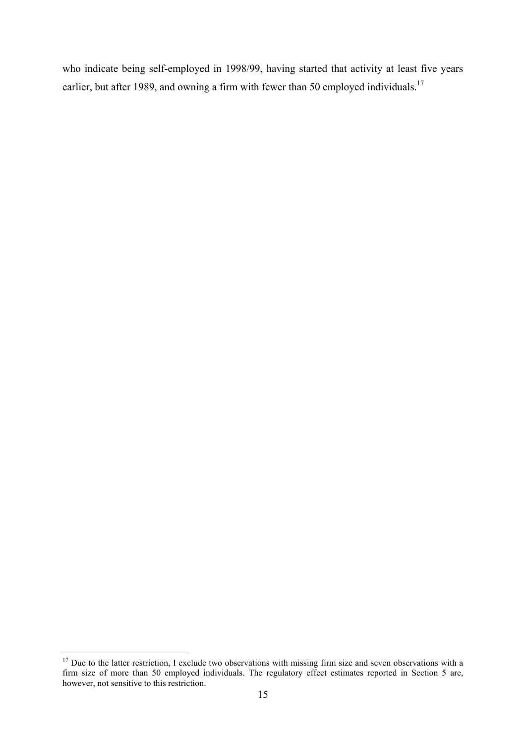who indicate being self-employed in 1998/99, having started that activity at least five years earlier, but after 1989, and owning a firm with fewer than 50 employed individuals.[17]

---

[17] Due to the latter restriction, I exclude two observations with missing firm size and seven observations with a firm size of more than 50 employed individuals. The regulatory effect estimates reported in Section 5 are, however, not sensitive to this restriction.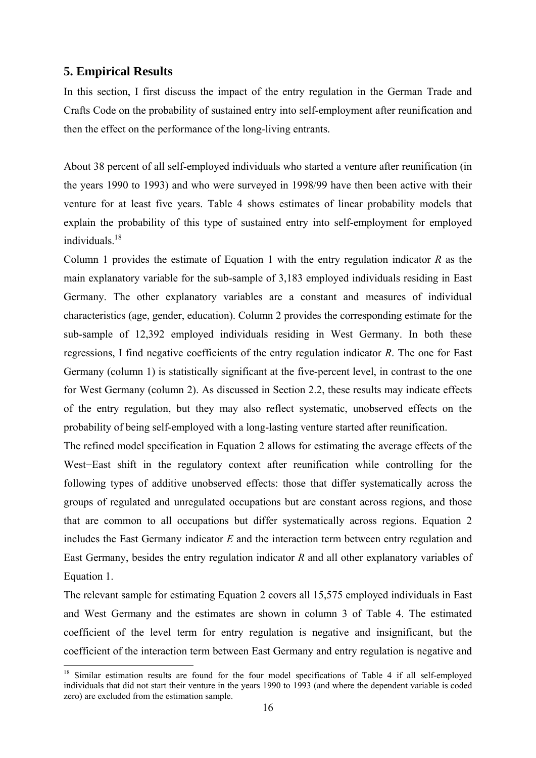## 5. Empirical Results

In this section, I first discuss the impact of the entry regulation in the German Trade and Crafts Code on the probability of sustained entry into self-employment after reunification and then the effect on the performance of the long-living entrants.

About 38 percent of all self-employed individuals who started a venture after reunification (in the years 1990 to 1993) and who were surveyed in 1998/99 have then been active with their venture for at least five years. Table 4 shows estimates of linear probability models that explain the probability of this type of sustained entry into self-employment for employed individuals.[18]

Column 1 provides the estimate of Equation 1 with the entry regulation indicator *R* as the main explanatory variable for the sub-sample of 3,183 employed individuals residing in East Germany. The other explanatory variables are a constant and measures of individual characteristics (age, gender, education). Column 2 provides the corresponding estimate for the sub-sample of 12,392 employed individuals residing in West Germany. In both these regressions, I find negative coefficients of the entry regulation indicator *R*. The one for East Germany (column 1) is statistically significant at the five-percent level, in contrast to the one for West Germany (column 2). As discussed in Section 2.2, these results may indicate effects of the entry regulation, but they may also reflect systematic, unobserved effects on the probability of being self-employed with a long-lasting venture started after reunification.

The refined model specification in Equation 2 allows for estimating the average effects of the West−East shift in the regulatory context after reunification while controlling for the following types of additive unobserved effects: those that differ systematically across the groups of regulated and unregulated occupations but are constant across regions, and those that are common to all occupations but differ systematically across regions. Equation 2 includes the East Germany indicator *E* and the interaction term between entry regulation and East Germany, besides the entry regulation indicator *R* and all other explanatory variables of Equation 1.

The relevant sample for estimating Equation 2 covers all 15,575 employed individuals in East and West Germany and the estimates are shown in column 3 of Table 4. The estimated coefficient of the level term for entry regulation is negative and insignificant, but the coefficient of the interaction term between East Germany and entry regulation is negative and

[18] Similar estimation results are found for the four model specifications of Table 4 if all self-employed individuals that did not start their venture in the years 1990 to 1993 (and where the dependent variable is coded zero) are excluded from the estimation sample.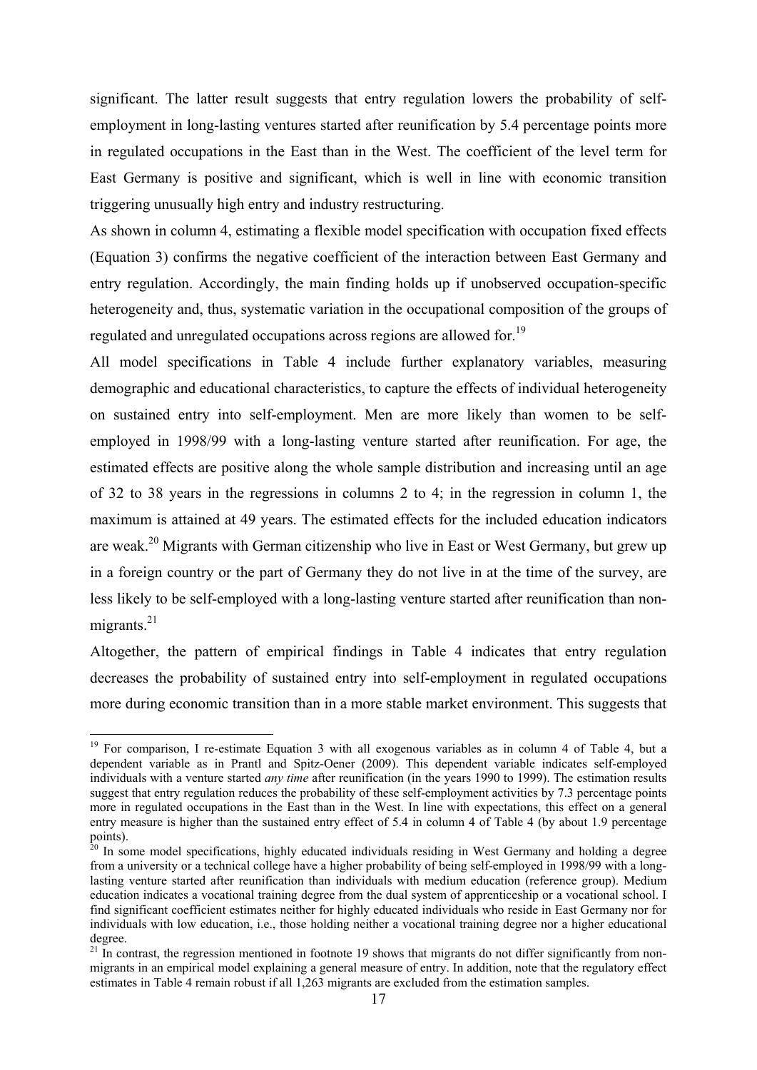significant. The latter result suggests that entry regulation lowers the probability of self-employment in long-lasting ventures started after reunification by 5.4 percentage points more in regulated occupations in the East than in the West. The coefficient of the level term for East Germany is positive and significant, which is well in line with economic transition triggering unusually high entry and industry restructuring.

As shown in column 4, estimating a flexible model specification with occupation fixed effects (Equation 3) confirms the negative coefficient of the interaction between East Germany and entry regulation. Accordingly, the main finding holds up if unobserved occupation-specific heterogeneity and, thus, systematic variation in the occupational composition of the groups of regulated and unregulated occupations across regions are allowed for.[19]

All model specifications in Table 4 include further explanatory variables, measuring demographic and educational characteristics, to capture the effects of individual heterogeneity on sustained entry into self-employment. Men are more likely than women to be self-employed in 1998/99 with a long-lasting venture started after reunification. For age, the estimated effects are positive along the whole sample distribution and increasing until an age of 32 to 38 years in the regressions in columns 2 to 4; in the regression in column 1, the maximum is attained at 49 years. The estimated effects for the included education indicators are weak.[20] Migrants with German citizenship who live in East or West Germany, but grew up in a foreign country or the part of Germany they do not live in at the time of the survey, are less likely to be self-employed with a long-lasting venture started after reunification than non-migrants.[21]

Altogether, the pattern of empirical findings in Table 4 indicates that entry regulation decreases the probability of sustained entry into self-employment in regulated occupations more during economic transition than in a more stable market environment. This suggests that

---

[19] For comparison, I re-estimate Equation 3 with all exogenous variables as in column 4 of Table 4, but a dependent variable as in Prantl and Spitz-Oener (2009). This dependent variable indicates self-employed individuals with a venture started *any time* after reunification (in the years 1990 to 1999). The estimation results suggest that entry regulation reduces the probability of these self-employment activities by 7.3 percentage points more in regulated occupations in the East than in the West. In line with expectations, this effect on a general entry measure is higher than the sustained entry effect of 5.4 in column 4 of Table 4 (by about 1.9 percentage points).

[20] In some model specifications, highly educated individuals residing in West Germany and holding a degree from a university or a technical college have a higher probability of being self-employed in 1998/99 with a long-lasting venture started after reunification than individuals with medium education (reference group). Medium education indicates a vocational training degree from the dual system of apprenticeship or a vocational school. I find significant coefficient estimates neither for highly educated individuals who reside in East Germany nor for individuals with low education, i.e., those holding neither a vocational training degree nor a higher educational degree.

[21] In contrast, the regression mentioned in footnote 19 shows that migrants do not differ significantly from non-migrants in an empirical model explaining a general measure of entry. In addition, note that the regulatory effect estimates in Table 4 remain robust if all 1,263 migrants are excluded from the estimation samples.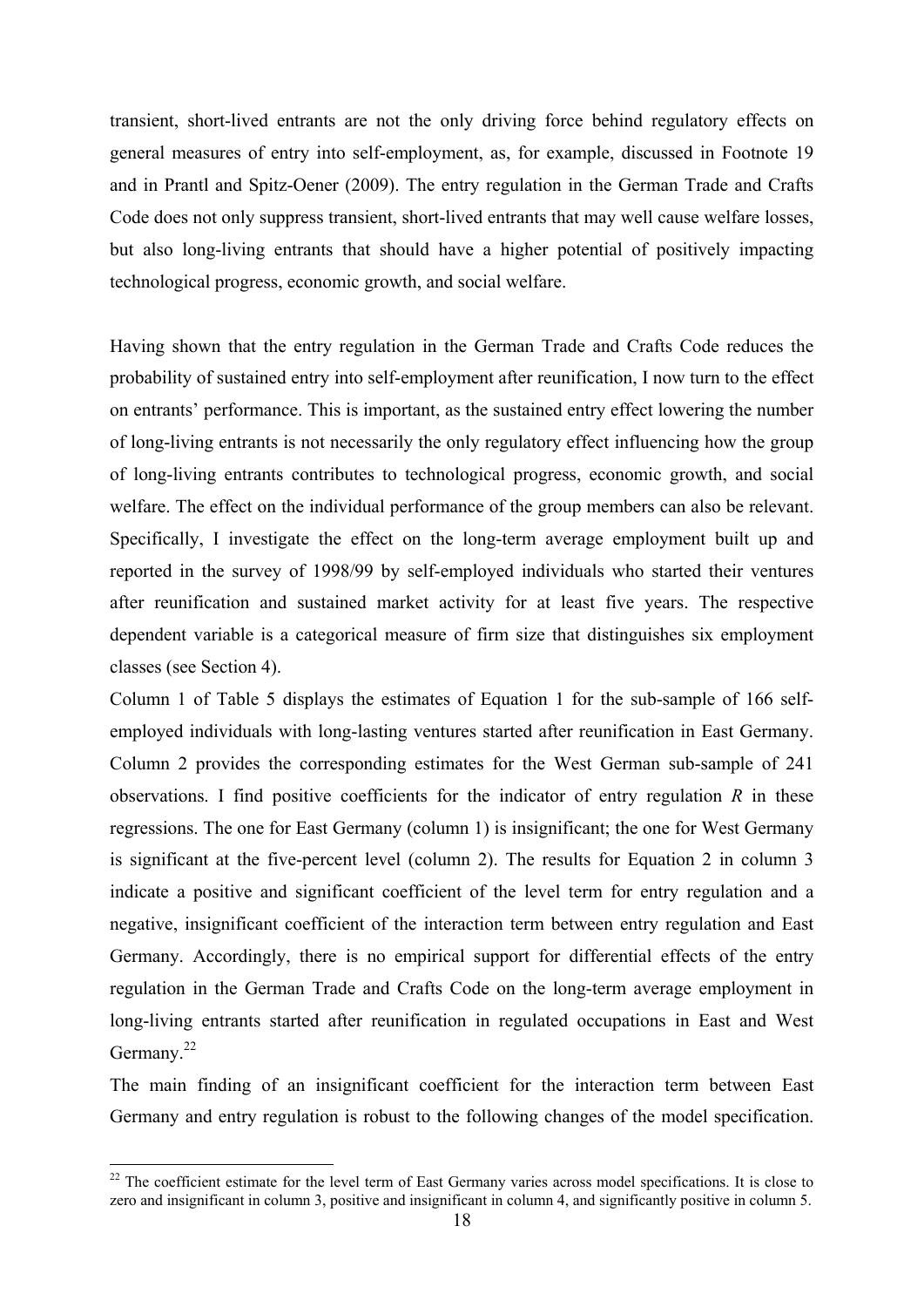transient, short-lived entrants are not the only driving force behind regulatory effects on general measures of entry into self-employment, as, for example, discussed in Footnote 19 and in Prantl and Spitz-Oener (2009). The entry regulation in the German Trade and Crafts Code does not only suppress transient, short-lived entrants that may well cause welfare losses, but also long-living entrants that should have a higher potential of positively impacting technological progress, economic growth, and social welfare.

Having shown that the entry regulation in the German Trade and Crafts Code reduces the probability of sustained entry into self-employment after reunification, I now turn to the effect on entrants' performance. This is important, as the sustained entry effect lowering the number of long-living entrants is not necessarily the only regulatory effect influencing how the group of long-living entrants contributes to technological progress, economic growth, and social welfare. The effect on the individual performance of the group members can also be relevant. Specifically, I investigate the effect on the long-term average employment built up and reported in the survey of 1998/99 by self-employed individuals who started their ventures after reunification and sustained market activity for at least five years. The respective dependent variable is a categorical measure of firm size that distinguishes six employment classes (see Section 4).

Column 1 of Table 5 displays the estimates of Equation 1 for the sub-sample of 166 self-employed individuals with long-lasting ventures started after reunification in East Germany. Column 2 provides the corresponding estimates for the West German sub-sample of 241 observations. I find positive coefficients for the indicator of entry regulation $R$ in these regressions. The one for East Germany (column 1) is insignificant; the one for West Germany is significant at the five-percent level (column 2). The results for Equation 2 in column 3 indicate a positive and significant coefficient of the level term for entry regulation and a negative, insignificant coefficient of the interaction term between entry regulation and East Germany. Accordingly, there is no empirical support for differential effects of the entry regulation in the German Trade and Crafts Code on the long-term average employment in long-living entrants started after reunification in regulated occupations in East and West Germany.[22]

The main finding of an insignificant coefficient for the interaction term between East Germany and entry regulation is robust to the following changes of the model specification.

[22] The coefficient estimate for the level term of East Germany varies across model specifications. It is close to zero and insignificant in column 3, positive and insignificant in column 4, and significantly positive in column 5.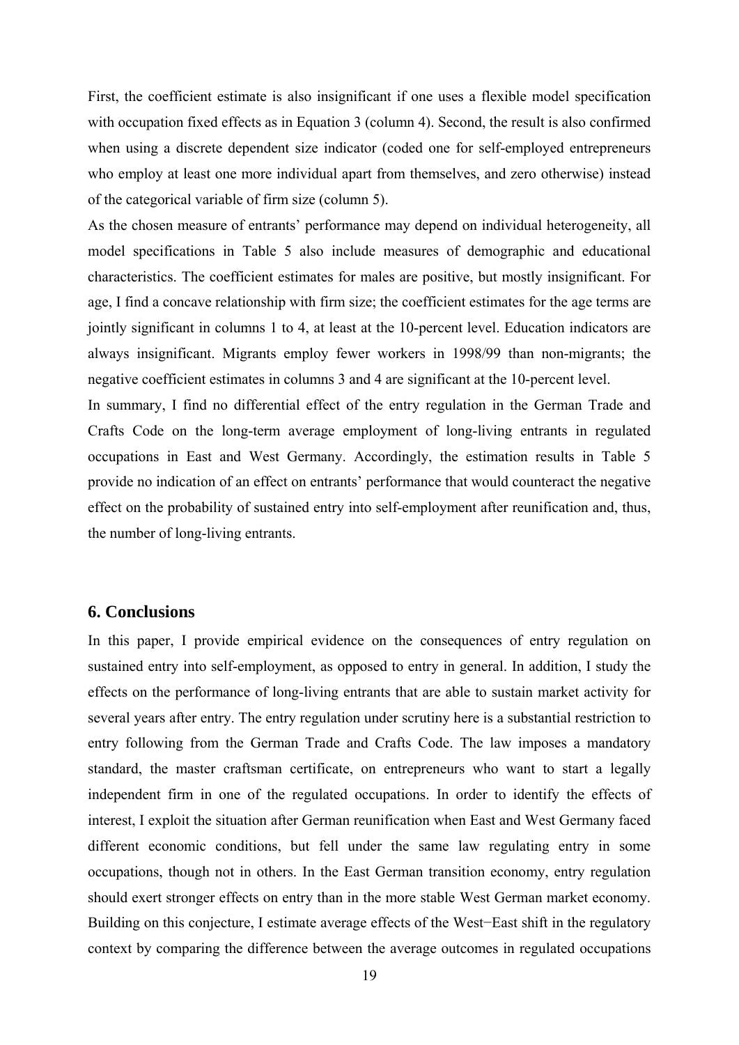First, the coefficient estimate is also insignificant if one uses a flexible model specification with occupation fixed effects as in Equation 3 (column 4). Second, the result is also confirmed when using a discrete dependent size indicator (coded one for self-employed entrepreneurs who employ at least one more individual apart from themselves, and zero otherwise) instead of the categorical variable of firm size (column 5).

As the chosen measure of entrants' performance may depend on individual heterogeneity, all model specifications in Table 5 also include measures of demographic and educational characteristics. The coefficient estimates for males are positive, but mostly insignificant. For age, I find a concave relationship with firm size; the coefficient estimates for the age terms are jointly significant in columns 1 to 4, at least at the 10-percent level. Education indicators are always insignificant. Migrants employ fewer workers in 1998/99 than non-migrants; the negative coefficient estimates in columns 3 and 4 are significant at the 10-percent level.

In summary, I find no differential effect of the entry regulation in the German Trade and Crafts Code on the long-term average employment of long-living entrants in regulated occupations in East and West Germany. Accordingly, the estimation results in Table 5 provide no indication of an effect on entrants' performance that would counteract the negative effect on the probability of sustained entry into self-employment after reunification and, thus, the number of long-living entrants.

## 6. Conclusions

In this paper, I provide empirical evidence on the consequences of entry regulation on sustained entry into self-employment, as opposed to entry in general. In addition, I study the effects on the performance of long-living entrants that are able to sustain market activity for several years after entry. The entry regulation under scrutiny here is a substantial restriction to entry following from the German Trade and Crafts Code. The law imposes a mandatory standard, the master craftsman certificate, on entrepreneurs who want to start a legally independent firm in one of the regulated occupations. In order to identify the effects of interest, I exploit the situation after German reunification when East and West Germany faced different economic conditions, but fell under the same law regulating entry in some occupations, though not in others. In the East German transition economy, entry regulation should exert stronger effects on entry than in the more stable West German market economy. Building on this conjecture, I estimate average effects of the West−East shift in the regulatory context by comparing the difference between the average outcomes in regulated occupations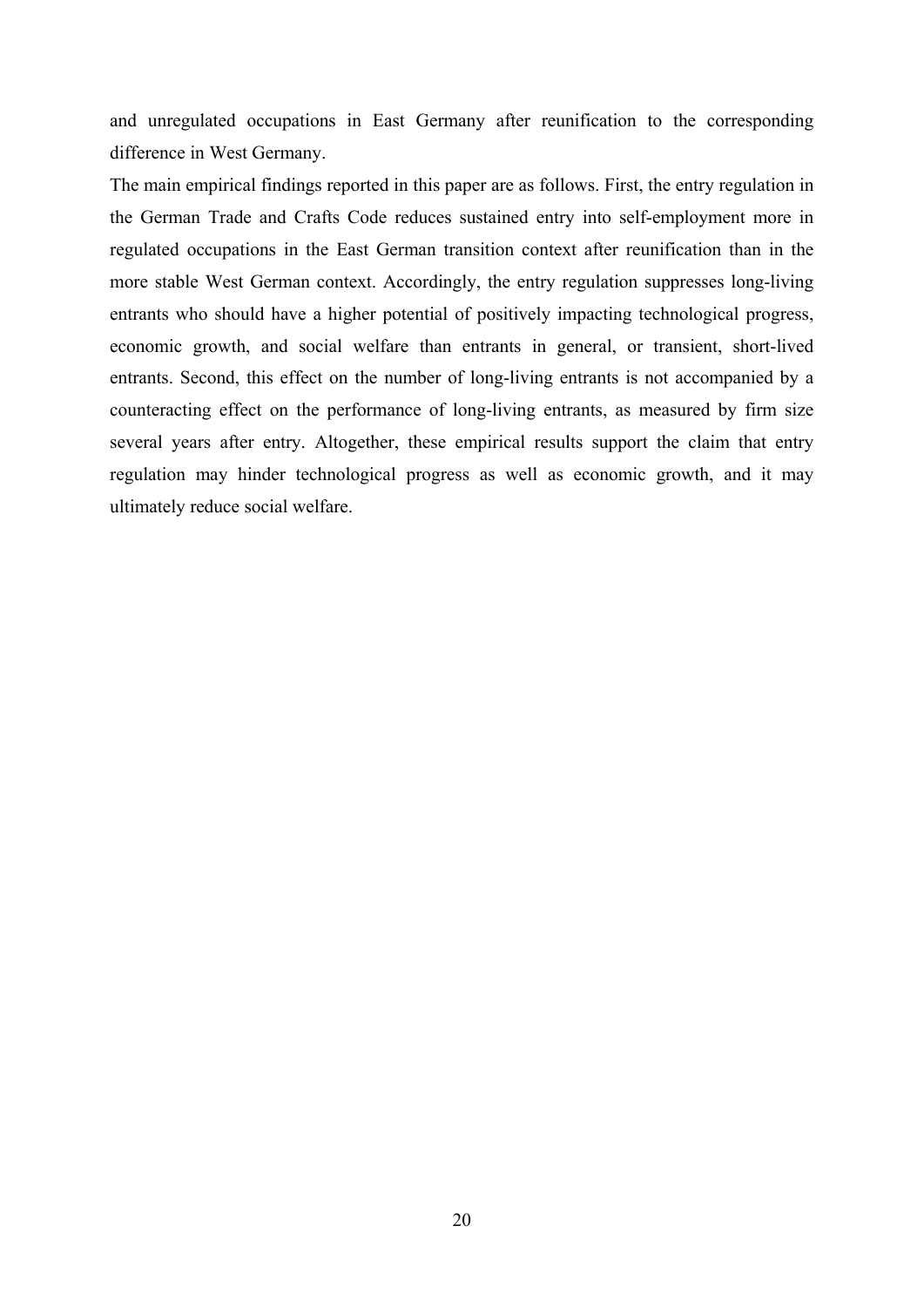and unregulated occupations in East Germany after reunification to the corresponding difference in West Germany.

The main empirical findings reported in this paper are as follows. First, the entry regulation in the German Trade and Crafts Code reduces sustained entry into self-employment more in regulated occupations in the East German transition context after reunification than in the more stable West German context. Accordingly, the entry regulation suppresses long-living entrants who should have a higher potential of positively impacting technological progress, economic growth, and social welfare than entrants in general, or transient, short-lived entrants. Second, this effect on the number of long-living entrants is not accompanied by a counteracting effect on the performance of long-living entrants, as measured by firm size several years after entry. Altogether, these empirical results support the claim that entry regulation may hinder technological progress as well as economic growth, and it may ultimately reduce social welfare.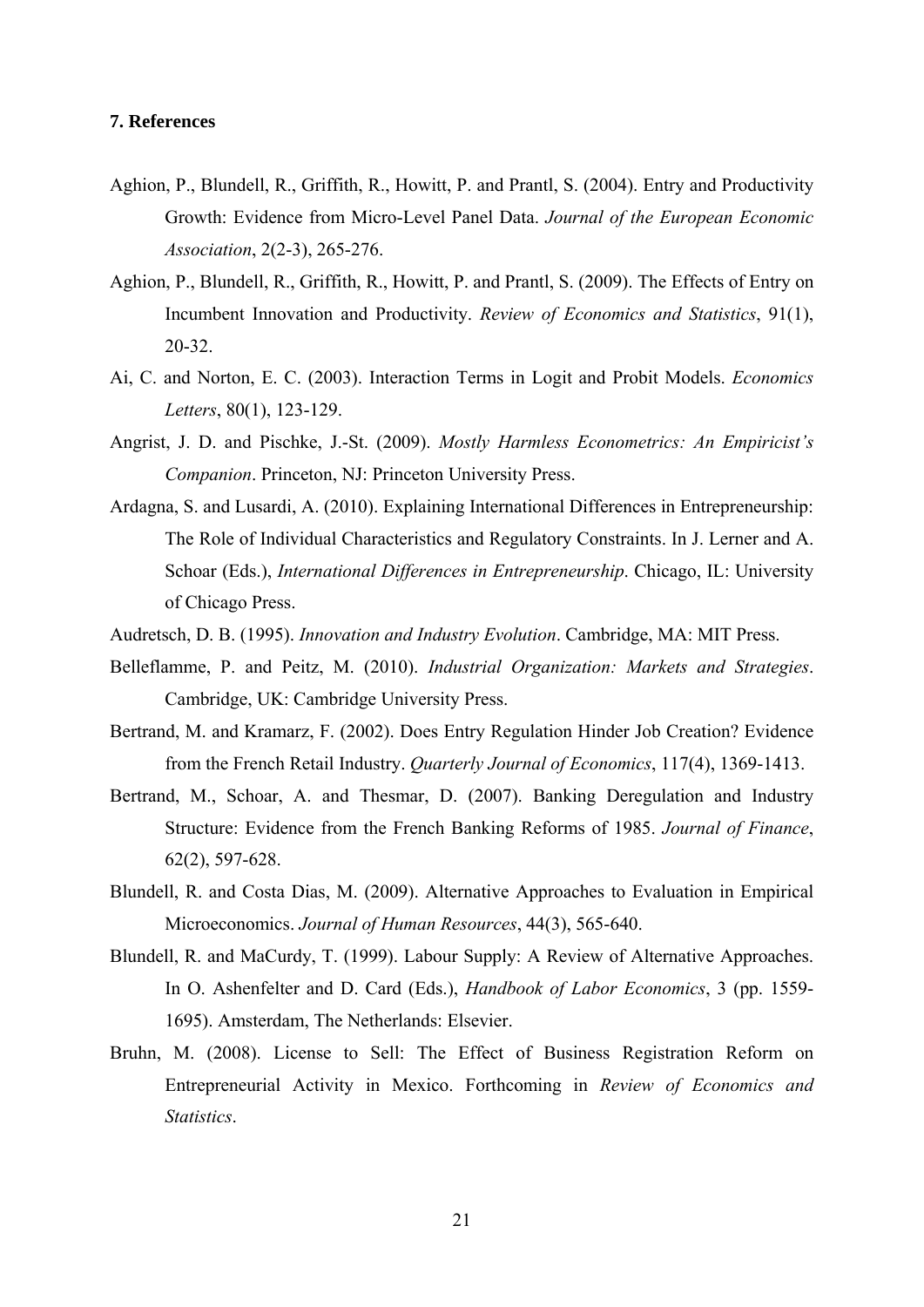## 7. References

Aghion, P., Blundell, R., Griffith, R., Howitt, P. and Prantl, S. (2004). Entry and Productivity Growth: Evidence from Micro-Level Panel Data. *Journal of the European Economic Association*, 2(2-3), 265-276.

Aghion, P., Blundell, R., Griffith, R., Howitt, P. and Prantl, S. (2009). The Effects of Entry on Incumbent Innovation and Productivity. *Review of Economics and Statistics*, 91(1), 20-32.

Ai, C. and Norton, E. C. (2003). Interaction Terms in Logit and Probit Models. *Economics Letters*, 80(1), 123-129.

Angrist, J. D. and Pischke, J.-St. (2009). *Mostly Harmless Econometrics: An Empiricist's Companion*. Princeton, NJ: Princeton University Press.

Ardagna, S. and Lusardi, A. (2010). Explaining International Differences in Entrepreneurship: The Role of Individual Characteristics and Regulatory Constraints. In J. Lerner and A. Schoar (Eds.), *International Differences in Entrepreneurship*. Chicago, IL: University of Chicago Press.

Audretsch, D. B. (1995). *Innovation and Industry Evolution*. Cambridge, MA: MIT Press.

Belleflamme, P. and Peitz, M. (2010). *Industrial Organization: Markets and Strategies*. Cambridge, UK: Cambridge University Press.

Bertrand, M. and Kramarz, F. (2002). Does Entry Regulation Hinder Job Creation? Evidence from the French Retail Industry. *Quarterly Journal of Economics*, 117(4), 1369-1413.

Bertrand, M., Schoar, A. and Thesmar, D. (2007). Banking Deregulation and Industry Structure: Evidence from the French Banking Reforms of 1985. *Journal of Finance*, 62(2), 597-628.

Blundell, R. and Costa Dias, M. (2009). Alternative Approaches to Evaluation in Empirical Microeconomics. *Journal of Human Resources*, 44(3), 565-640.

Blundell, R. and MaCurdy, T. (1999). Labour Supply: A Review of Alternative Approaches. In O. Ashenfelter and D. Card (Eds.), *Handbook of Labor Economics*, 3 (pp. 1559-1695). Amsterdam, The Netherlands: Elsevier.

Bruhn, M. (2008). License to Sell: The Effect of Business Registration Reform on Entrepreneurial Activity in Mexico. Forthcoming in *Review of Economics and Statistics*.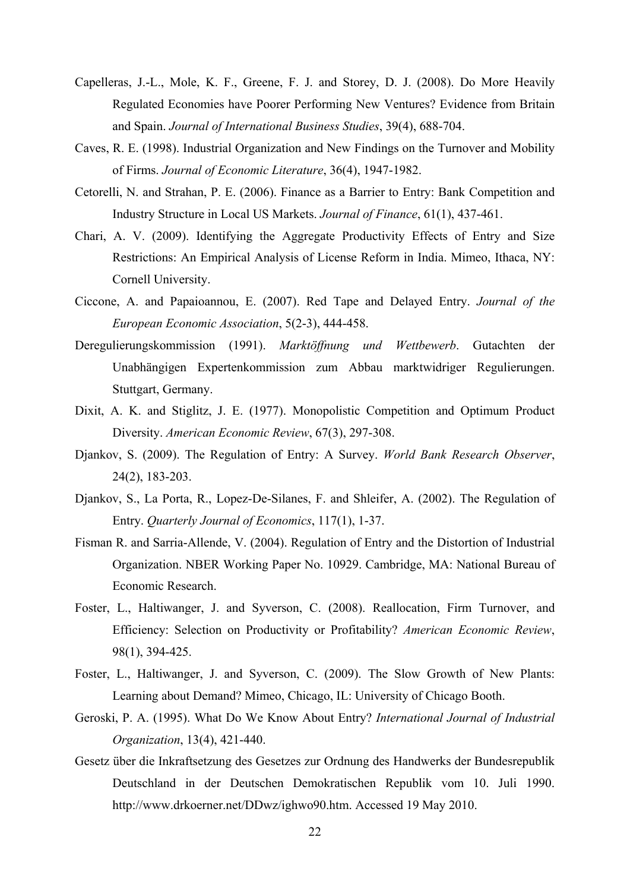Capelleras, J.-L., Mole, K. F., Greene, F. J. and Storey, D. J. (2008). Do More Heavily Regulated Economies have Poorer Performing New Ventures? Evidence from Britain and Spain. *Journal of International Business Studies*, 39(4), 688-704.

Caves, R. E. (1998). Industrial Organization and New Findings on the Turnover and Mobility of Firms. *Journal of Economic Literature*, 36(4), 1947-1982.

Cetorelli, N. and Strahan, P. E. (2006). Finance as a Barrier to Entry: Bank Competition and Industry Structure in Local US Markets. *Journal of Finance*, 61(1), 437-461.

Chari, A. V. (2009). Identifying the Aggregate Productivity Effects of Entry and Size Restrictions: An Empirical Analysis of License Reform in India. Mimeo, Ithaca, NY: Cornell University.

Ciccone, A. and Papaioannou, E. (2007). Red Tape and Delayed Entry. *Journal of the European Economic Association*, 5(2-3), 444-458.

Deregulierungskommission (1991). *Marktöffnung und Wettbewerb*. Gutachten der Unabhängigen Expertenkommission zum Abbau marktwidriger Regulierungen. Stuttgart, Germany.

Dixit, A. K. and Stiglitz, J. E. (1977). Monopolistic Competition and Optimum Product Diversity. *American Economic Review*, 67(3), 297-308.

Djankov, S. (2009). The Regulation of Entry: A Survey. *World Bank Research Observer*, 24(2), 183-203.

Djankov, S., La Porta, R., Lopez-De-Silanes, F. and Shleifer, A. (2002). The Regulation of Entry. *Quarterly Journal of Economics*, 117(1), 1-37.

Fisman R. and Sarria-Allende, V. (2004). Regulation of Entry and the Distortion of Industrial Organization. NBER Working Paper No. 10929. Cambridge, MA: National Bureau of Economic Research.

Foster, L., Haltiwanger, J. and Syverson, C. (2008). Reallocation, Firm Turnover, and Efficiency: Selection on Productivity or Profitability? *American Economic Review*, 98(1), 394-425.

Foster, L., Haltiwanger, J. and Syverson, C. (2009). The Slow Growth of New Plants: Learning about Demand? Mimeo, Chicago, IL: University of Chicago Booth.

Geroski, P. A. (1995). What Do We Know About Entry? *International Journal of Industrial Organization*, 13(4), 421-440.

Gesetz über die Inkraftsetzung des Gesetzes zur Ordnung des Handwerks der Bundesrepublik Deutschland in der Deutschen Demokratischen Republik vom 10. Juli 1990. http://www.drkoerner.net/DDwz/ighwo90.htm. Accessed 19 May 2010.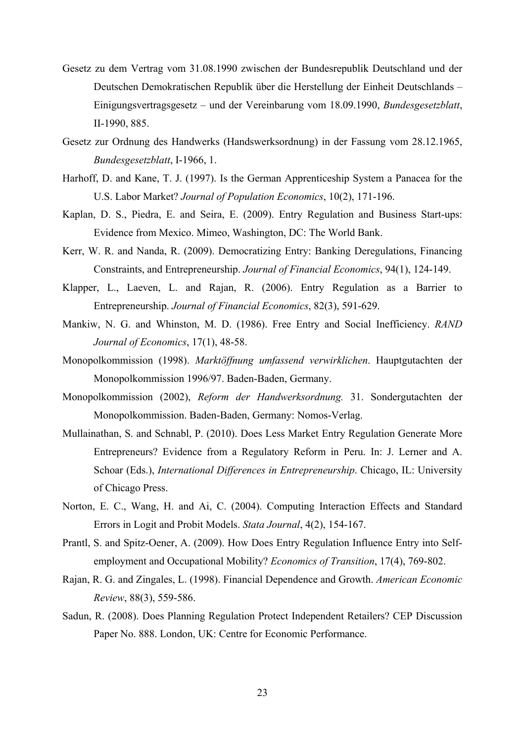Gesetz zu dem Vertrag vom 31.08.1990 zwischen der Bundesrepublik Deutschland und der Deutschen Demokratischen Republik über die Herstellung der Einheit Deutschlands – Einigungsvertragsgesetz – und der Vereinbarung vom 18.09.1990, *Bundesgesetzblatt*, II-1990, 885.

Gesetz zur Ordnung des Handwerks (Handswerksordnung) in der Fassung vom 28.12.1965, *Bundesgesetzblatt*, I-1966, 1.

Harhoff, D. and Kane, T. J. (1997). Is the German Apprenticeship System a Panacea for the U.S. Labor Market? *Journal of Population Economics*, 10(2), 171-196.

Kaplan, D. S., Piedra, E. and Seira, E. (2009). Entry Regulation and Business Start-ups: Evidence from Mexico. Mimeo, Washington, DC: The World Bank.

Kerr, W. R. and Nanda, R. (2009). Democratizing Entry: Banking Deregulations, Financing Constraints, and Entrepreneurship. *Journal of Financial Economics*, 94(1), 124-149.

Klapper, L., Laeven, L. and Rajan, R. (2006). Entry Regulation as a Barrier to Entrepreneurship. *Journal of Financial Economics*, 82(3), 591-629.

Mankiw, N. G. and Whinston, M. D. (1986). Free Entry and Social Inefficiency. *RAND Journal of Economics*, 17(1), 48-58.

Monopolkommission (1998). *Marktöffnung umfassend verwirklichen*. Hauptgutachten der Monopolkommission 1996/97. Baden-Baden, Germany.

Monopolkommission (2002), *Reform der Handwerksordnung.* 31. Sondergutachten der Monopolkommission. Baden-Baden, Germany: Nomos-Verlag.

Mullainathan, S. and Schnabl, P. (2010). Does Less Market Entry Regulation Generate More Entrepreneurs? Evidence from a Regulatory Reform in Peru. In: J. Lerner and A. Schoar (Eds.), *International Differences in Entrepreneurship*. Chicago, IL: University of Chicago Press.

Norton, E. C., Wang, H. and Ai, C. (2004). Computing Interaction Effects and Standard Errors in Logit and Probit Models. *Stata Journal*, 4(2), 154-167.

Prantl, S. and Spitz-Oener, A. (2009). How Does Entry Regulation Influence Entry into Self-employment and Occupational Mobility? *Economics of Transition*, 17(4), 769-802.

Rajan, R. G. and Zingales, L. (1998). Financial Dependence and Growth. *American Economic Review*, 88(3), 559-586.

Sadun, R. (2008). Does Planning Regulation Protect Independent Retailers? CEP Discussion Paper No. 888. London, UK: Centre for Economic Performance.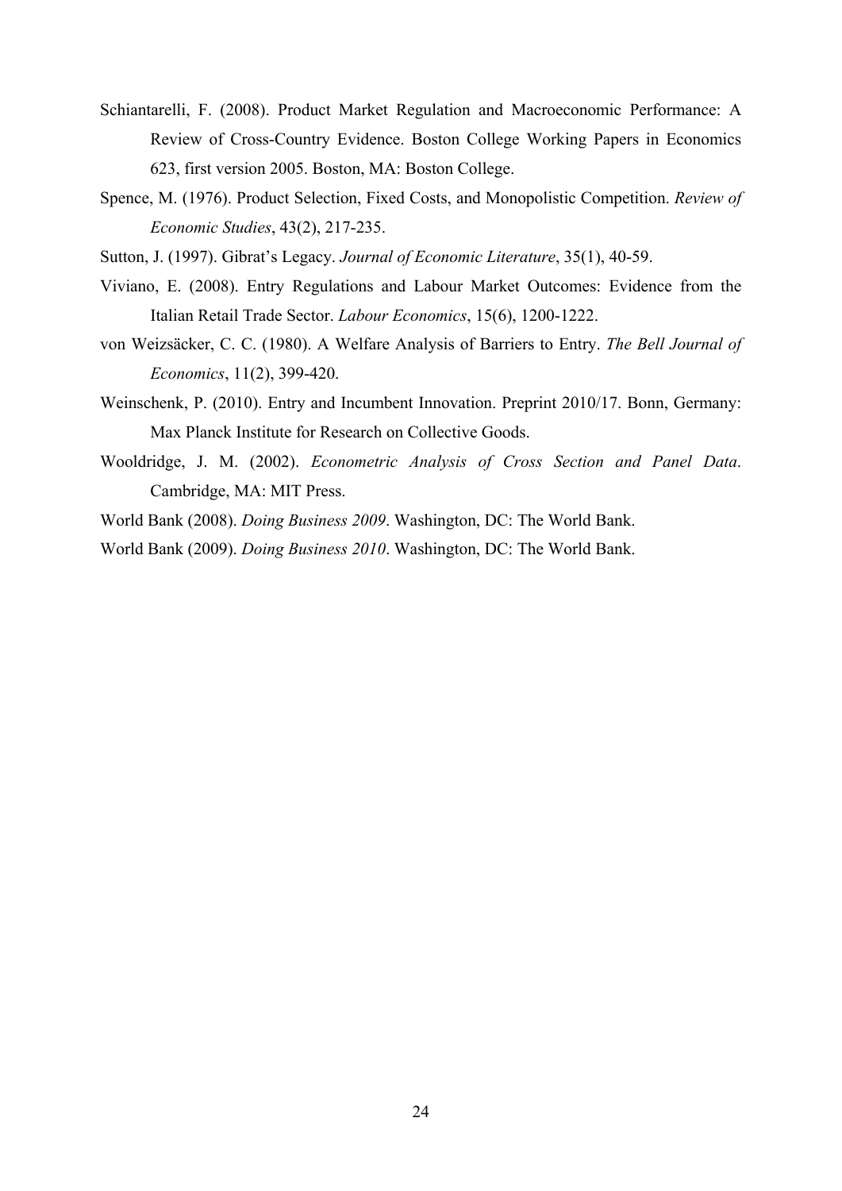Schiantarelli, F. (2008). Product Market Regulation and Macroeconomic Performance: A Review of Cross-Country Evidence. Boston College Working Papers in Economics 623, first version 2005. Boston, MA: Boston College.

Spence, M. (1976). Product Selection, Fixed Costs, and Monopolistic Competition. *Review of Economic Studies*, 43(2), 217-235.

Sutton, J. (1997). Gibrat's Legacy. *Journal of Economic Literature*, 35(1), 40-59.

Viviano, E. (2008). Entry Regulations and Labour Market Outcomes: Evidence from the Italian Retail Trade Sector. *Labour Economics*, 15(6), 1200-1222.

von Weizsäcker, C. C. (1980). A Welfare Analysis of Barriers to Entry. *The Bell Journal of Economics*, 11(2), 399-420.

Weinschenk, P. (2010). Entry and Incumbent Innovation. Preprint 2010/17. Bonn, Germany: Max Planck Institute for Research on Collective Goods.

Wooldridge, J. M. (2002). *Econometric Analysis of Cross Section and Panel Data*. Cambridge, MA: MIT Press.

World Bank (2008). *Doing Business 2009*. Washington, DC: The World Bank.

World Bank (2009). *Doing Business 2010*. Washington, DC: The World Bank.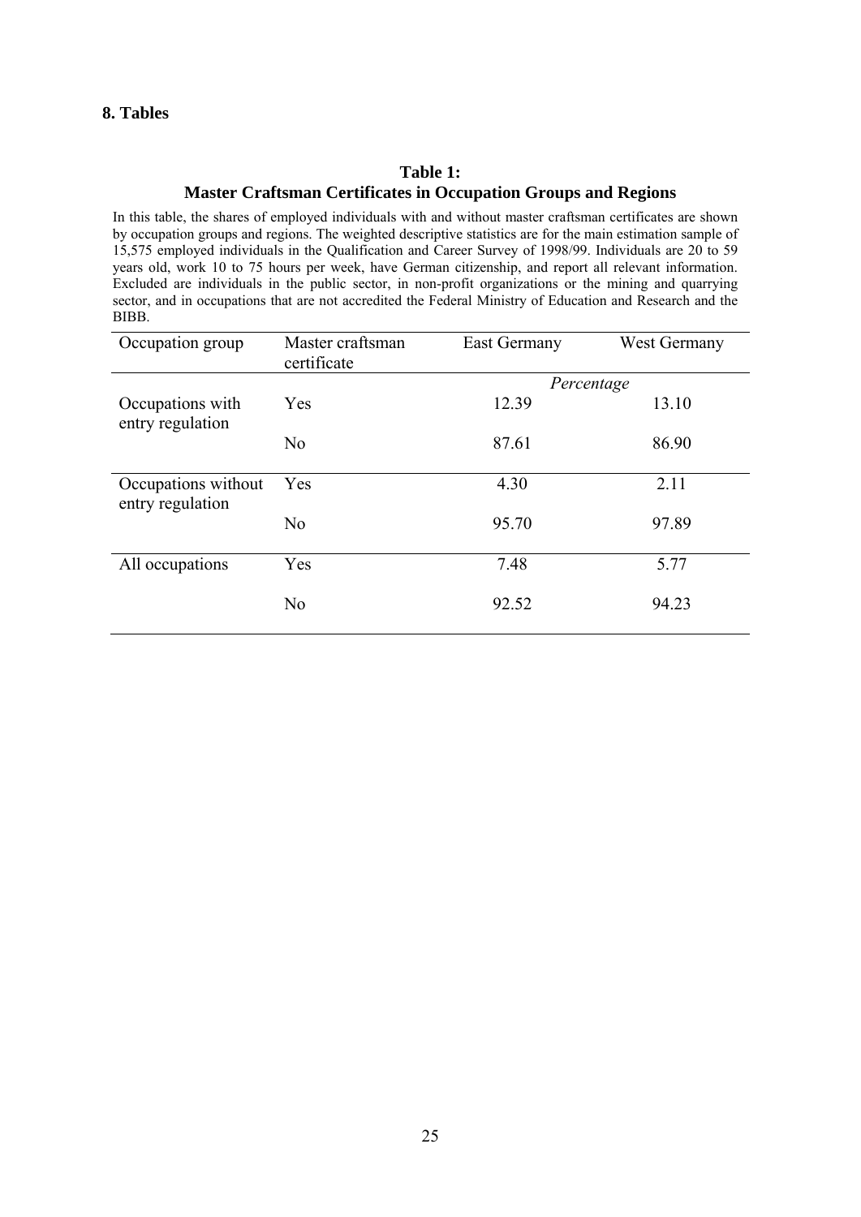## 8. Tables

**Table 1:**
**Master Craftsman Certificates in Occupation Groups and Regions**

In this table, the shares of employed individuals with and without master craftsman certificates are shown by occupation groups and regions. The weighted descriptive statistics are for the main estimation sample of 15,575 employed individuals in the Qualification and Career Survey of 1998/99. Individuals are 20 to 59 years old, work 10 to 75 hours per week, have German citizenship, and report all relevant information. Excluded are individuals in the public sector, in non-profit organizations or the mining and quarrying sector, and in occupations that are not accredited the Federal Ministry of Education and Research and the BIBB.

| Occupation group | Master craftsman certificate | East Germany | West Germany |
|---|---|---|---|
| | | *Percentage* | |
| Occupations with entry regulation | Yes | 12.39 | 13.10 |
| | No | 87.61 | 86.90 |
| Occupations without entry regulation | Yes | 4.30 | 2.11 |
| | No | 95.70 | 97.89 |
| All occupations | Yes | 7.48 | 5.77 |
| | No | 92.52 | 94.23 |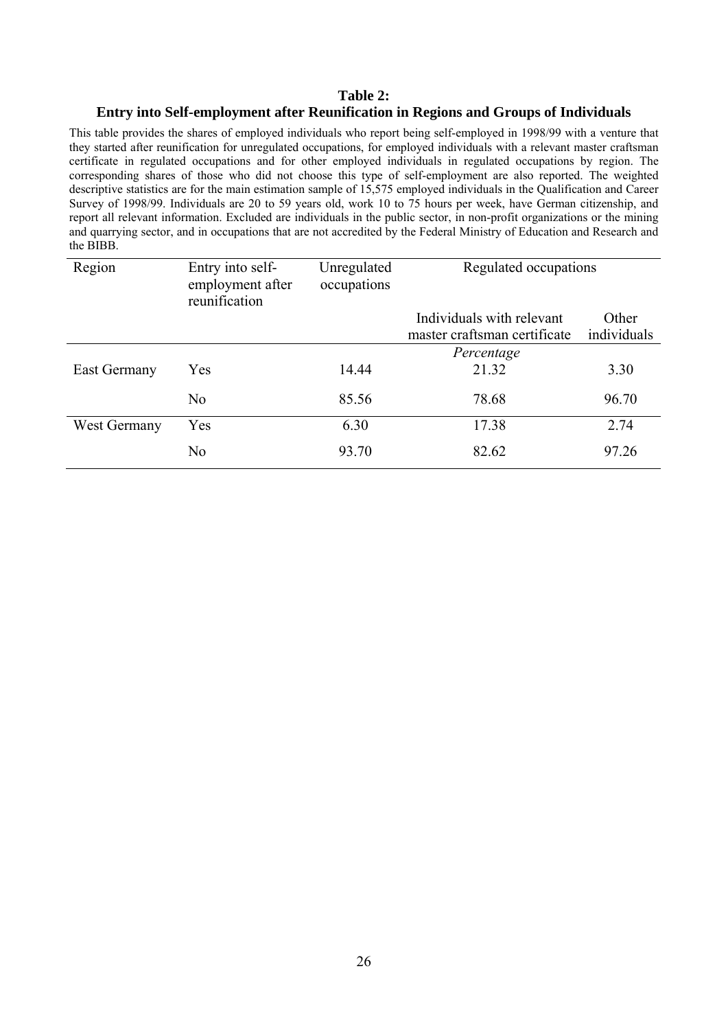**Table 2:**
**Entry into Self-employment after Reunification in Regions and Groups of Individuals**

This table provides the shares of employed individuals who report being self-employed in 1998/99 with a venture that they started after reunification for unregulated occupations, for employed individuals with a relevant master craftsman certificate in regulated occupations and for other employed individuals in regulated occupations by region. The corresponding shares of those who did not choose this type of self-employment are also reported. The weighted descriptive statistics are for the main estimation sample of 15,575 employed individuals in the Qualification and Career Survey of 1998/99. Individuals are 20 to 59 years old, work 10 to 75 hours per week, have German citizenship, and report all relevant information. Excluded are individuals in the public sector, in non-profit organizations or the mining and quarrying sector, and in occupations that are not accredited by the Federal Ministry of Education and Research and the BIBB.

| Region | Entry into self-employment after reunification | Unregulated occupations | Regulated occupations | |
|---|---|---|---|---|
| | | | Individuals with relevant master craftsman certificate | Other individuals |
| | | | *Percentage* | |
| East Germany | Yes | 14.44 | 21.32 | 3.30 |
| | No | 85.56 | 78.68 | 96.70 |
| West Germany | Yes | 6.30 | 17.38 | 2.74 |
| | No | 93.70 | 82.62 | 97.26 |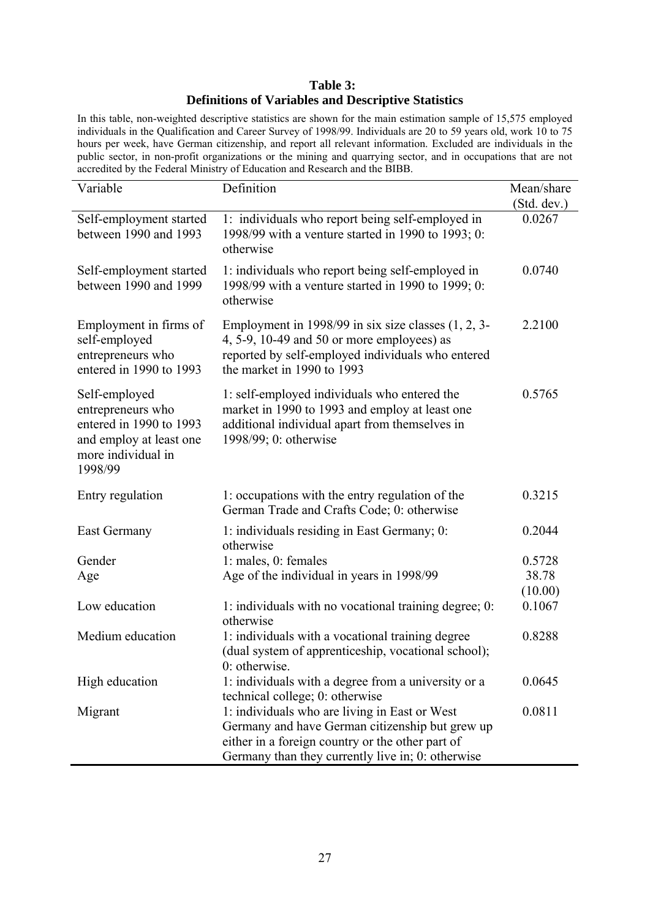**Table 3:**
**Definitions of Variables and Descriptive Statistics**

In this table, non-weighted descriptive statistics are shown for the main estimation sample of 15,575 employed individuals in the Qualification and Career Survey of 1998/99. Individuals are 20 to 59 years old, work 10 to 75 hours per week, have German citizenship, and report all relevant information. Excluded are individuals in the public sector, in non-profit organizations or the mining and quarrying sector, and in occupations that are not accredited by the Federal Ministry of Education and Research and the BIBB.

| Variable | Definition | Mean/share (Std. dev.) |
|---|---|---|
| Self-employment started between 1990 and 1993 | 1: individuals who report being self-employed in 1998/99 with a venture started in 1990 to 1993; 0: otherwise | 0.0267 |
| Self-employment started between 1990 and 1999 | 1: individuals who report being self-employed in 1998/99 with a venture started in 1990 to 1999; 0: otherwise | 0.0740 |
| Employment in firms of self-employed entrepreneurs who entered in 1990 to 1993 | Employment in 1998/99 in six size classes (1, 2, 3-4, 5-9, 10-49 and 50 or more employees) as reported by self-employed individuals who entered the market in 1990 to 1993 | 2.2100 |
| Self-employed entrepreneurs who entered in 1990 to 1993 and employ at least one more individual in 1998/99 | 1: self-employed individuals who entered the market in 1990 to 1993 and employ at least one additional individual apart from themselves in 1998/99; 0: otherwise | 0.5765 |
| Entry regulation | 1: occupations with the entry regulation of the German Trade and Crafts Code; 0: otherwise | 0.3215 |
| East Germany | 1: individuals residing in East Germany; 0: otherwise | 0.2044 |
| Gender | 1: males, 0: females | 0.5728 |
| Age | Age of the individual in years in 1998/99 | 38.78 (10.00) |
| Low education | 1: individuals with no vocational training degree; 0: otherwise | 0.1067 |
| Medium education | 1: individuals with a vocational training degree (dual system of apprenticeship, vocational school); 0: otherwise. | 0.8288 |
| High education | 1: individuals with a degree from a university or a technical college; 0: otherwise | 0.0645 |
| Migrant | 1: individuals who are living in East or West Germany and have German citizenship but grew up either in a foreign country or the other part of Germany than they currently live in; 0: otherwise | 0.0811 |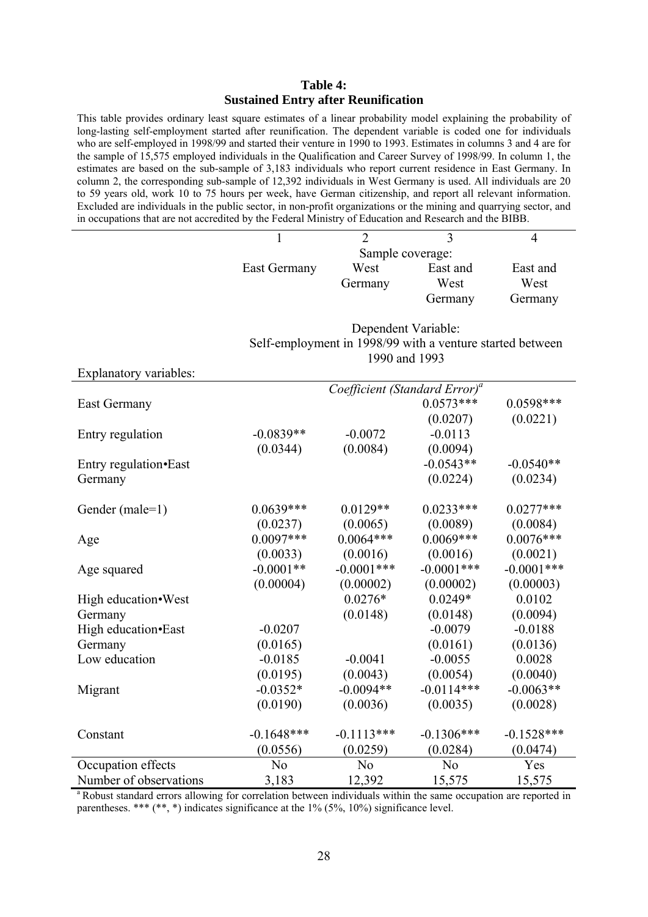**Table 4:**
**Sustained Entry after Reunification**

This table provides ordinary least square estimates of a linear probability model explaining the probability of long-lasting self-employment started after reunification. The dependent variable is coded one for individuals who are self-employed in 1998/99 and started their venture in 1990 to 1993. Estimates in columns 3 and 4 are for the sample of 15,575 employed individuals in the Qualification and Career Survey of 1998/99. In column 1, the estimates are based on the sub-sample of 3,183 individuals who report current residence in East Germany. In column 2, the corresponding sub-sample of 12,392 individuals in West Germany is used. All individuals are 20 to 59 years old, work 10 to 75 hours per week, have German citizenship, and report all relevant information. Excluded are individuals in the public sector, in non-profit organizations or the mining and quarrying sector, and in occupations that are not accredited by the Federal Ministry of Education and Research and the BIBB.

| | 1 | 2 | 3 | 4 |
|---|---|---|---|---|
| | Sample coverage: | | | |
| | East Germany | West Germany | East and West Germany | East and West Germany |
| | Dependent Variable: Self-employment in 1998/99 with a venture started between 1990 and 1993 | | | |
| Explanatory variables: | *Coefficient (Standard Error)*[a] | | | |
| East Germany | | | 0.0573*** | 0.0598*** |
| | | | (0.0207) | (0.0221) |
| Entry regulation | -0.0839** | -0.0072 | -0.0113 | |
| | (0.0344) | (0.0084) | (0.0094) | |
| Entry regulation•East Germany | | | -0.0543** | -0.0540** |
| | | | (0.0224) | (0.0234) |
| Gender (male=1) | 0.0639*** | 0.0129** | 0.0233*** | 0.0277*** |
| | (0.0237) | (0.0065) | (0.0089) | (0.0084) |
| Age | 0.0097*** | 0.0064*** | 0.0069*** | 0.0076*** |
| | (0.0033) | (0.0016) | (0.0016) | (0.0021) |
| Age squared | -0.0001** | -0.0001*** | -0.0001*** | -0.0001*** |
| | (0.00004) | (0.00002) | (0.00002) | (0.00003) |
| High education•West Germany | | 0.0276* | 0.0249* | 0.0102 |
| | | (0.0148) | (0.0148) | (0.0094) |
| High education•East Germany | -0.0207 | | -0.0079 | -0.0188 |
| | (0.0165) | | (0.0161) | (0.0136) |
| Low education | -0.0185 | -0.0041 | -0.0055 | 0.0028 |
| | (0.0195) | (0.0043) | (0.0054) | (0.0040) |
| Migrant | -0.0352* | -0.0094** | -0.0114*** | -0.0063** |
| | (0.0190) | (0.0036) | (0.0035) | (0.0028) |
| Constant | -0.1648*** | -0.1113*** | -0.1306*** | -0.1528*** |
| | (0.0556) | (0.0259) | (0.0284) | (0.0474) |
| Occupation effects | No | No | No | Yes |
| Number of observations | 3,183 | 12,392 | 15,575 | 15,575 |

[a] Robust standard errors allowing for correlation between individuals within the same occupation are reported in parentheses. *** (**, *) indicates significance at the 1% (5%, 10%) significance level.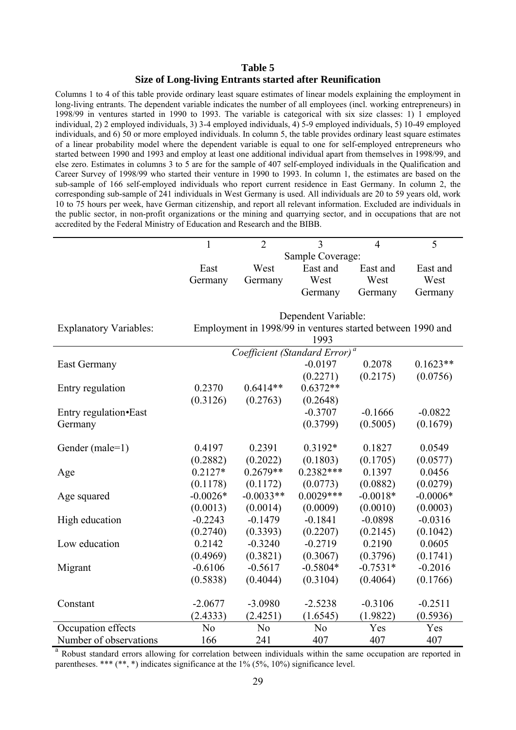**Table 5**
**Size of Long-living Entrants started after Reunification**

Columns 1 to 4 of this table provide ordinary least square estimates of linear models explaining the employment in long-living entrants. The dependent variable indicates the number of all employees (incl. working entrepreneurs) in 1998/99 in ventures started in 1990 to 1993. The variable is categorical with six size classes: 1) 1 employed individual, 2) 2 employed individuals, 3) 3-4 employed individuals, 4) 5-9 employed individuals, 5) 10-49 employed individuals, and 6) 50 or more employed individuals. In column 5, the table provides ordinary least square estimates of a linear probability model where the dependent variable is equal to one for self-employed entrepreneurs who started between 1990 and 1993 and employ at least one additional individual apart from themselves in 1998/99, and else zero. Estimates in columns 3 to 5 are for the sample of 407 self-employed individuals in the Qualification and Career Survey of 1998/99 who started their venture in 1990 to 1993. In column 1, the estimates are based on the sub-sample of 166 self-employed individuals who report current residence in East Germany. In column 2, the corresponding sub-sample of 241 individuals in West Germany is used. All individuals are 20 to 59 years old, work 10 to 75 hours per week, have German citizenship, and report all relevant information. Excluded are individuals in the public sector, in non-profit organizations or the mining and quarrying sector, and in occupations that are not accredited by the Federal Ministry of Education and Research and the BIBB.

| | 1 | 2 | 3 | 4 | 5 |
|---|---|---|---|---|---|
| | Sample Coverage: | | | | |
| | East Germany | West Germany | East and West Germany | East and West Germany | East and West Germany |
| | Dependent Variable: | | | | |
| Explanatory Variables: | Employment in 1998/99 in ventures started between 1990 and 1993 | | | | |
| | *Coefficient (Standard Error)* [a] | | | | |
| East Germany | | | -0.0197 | 0.2078 | 0.1623** |
| | | | (0.2271) | (0.2175) | (0.0756) |
| Entry regulation | 0.2370 | 0.6414** | 0.6372** | | |
| | (0.3126) | (0.2763) | (0.2648) | | |
| Entry regulation•East Germany | | | -0.3707 | -0.1666 | -0.0822 |
| | | | (0.3799) | (0.5005) | (0.1679) |
| Gender (male=1) | 0.4197 | 0.2391 | 0.3192* | 0.1827 | 0.0549 |
| | (0.2882) | (0.2022) | (0.1803) | (0.1705) | (0.0577) |
| Age | 0.2127* | 0.2679** | 0.2382*** | 0.1397 | 0.0456 |
| | (0.1178) | (0.1172) | (0.0773) | (0.0882) | (0.0279) |
| Age squared | -0.0026* | -0.0033** | 0.0029*** | -0.0018* | -0.0006* |
| | (0.0013) | (0.0014) | (0.0009) | (0.0010) | (0.0003) |
| High education | -0.2243 | -0.1479 | -0.1841 | -0.0898 | -0.0316 |
| | (0.2740) | (0.3393) | (0.2207) | (0.2145) | (0.1042) |
| Low education | 0.2142 | -0.3240 | -0.2719 | 0.2190 | 0.0605 |
| | (0.4969) | (0.3821) | (0.3067) | (0.3796) | (0.1741) |
| Migrant | -0.6106 | -0.5617 | -0.5804* | -0.7531* | -0.2016 |
| | (0.5838) | (0.4044) | (0.3104) | (0.4064) | (0.1766) |
| Constant | -2.0677 | -3.0980 | -2.5238 | -0.3106 | -0.2511 |
| | (2.4333) | (2.4251) | (1.6545) | (1.9822) | (0.5936) |
| Occupation effects | No | No | No | Yes | Yes |
| Number of observations | 166 | 241 | 407 | 407 | 407 |

[a] Robust standard errors allowing for correlation between individuals within the same occupation are reported in parentheses. *** (**, *) indicates significance at the 1% (5%, 10%) significance level.